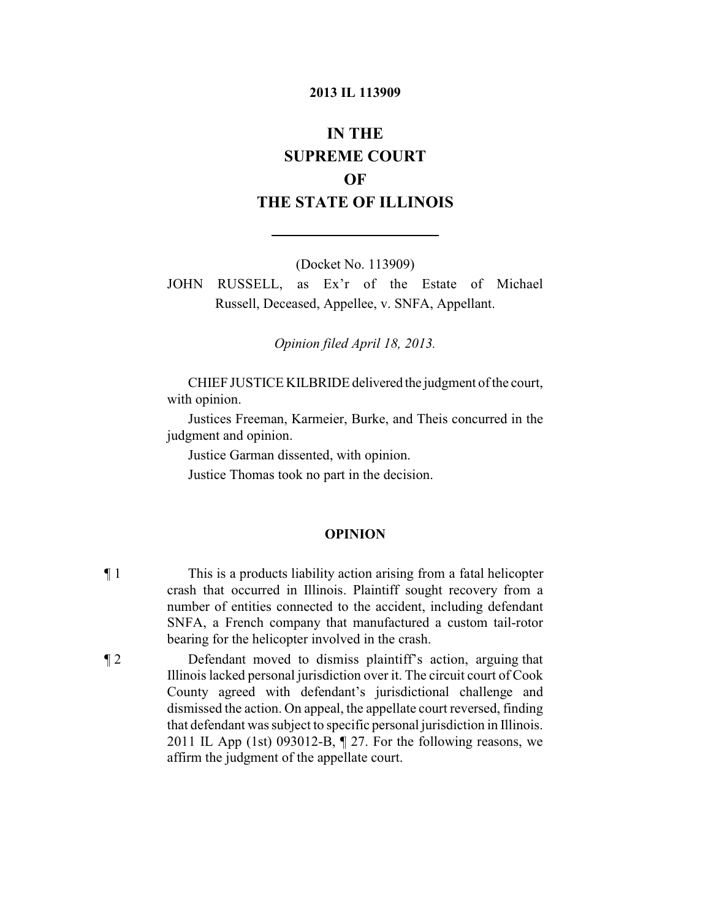**2013 IL 113909**

# IN THE SUPREME COURT OF THE STATE OF ILLINOIS

(Docket No. 113909)

JOHN RUSSELL, as Ex'r of the Estate of Michael Russell, Deceased, Appellee, v. SNFA, Appellant.

*Opinion filed April 18, 2013.*

CHIEF JUSTICE KILBRIDE delivered the judgment of the court, with opinion.

Justices Freeman, Karmeier, Burke, and Theis concurred in the judgment and opinion.

Justice Garman dissented, with opinion.

Justice Thomas took no part in the decision.

## OPINION

¶ 1 This is a products liability action arising from a fatal helicopter crash that occurred in Illinois. Plaintiff sought recovery from a number of entities connected to the accident, including defendant SNFA, a French company that manufactured a custom tail-rotor bearing for the helicopter involved in the crash.

¶ 2 Defendant moved to dismiss plaintiff's action, arguing that Illinois lacked personal jurisdiction over it. The circuit court of Cook County agreed with defendant's jurisdictional challenge and dismissed the action. On appeal, the appellate court reversed, finding that defendant was subject to specific personal jurisdiction in Illinois. 2011 IL App (1st) 093012-B, ¶ 27. For the following reasons, we affirm the judgment of the appellate court.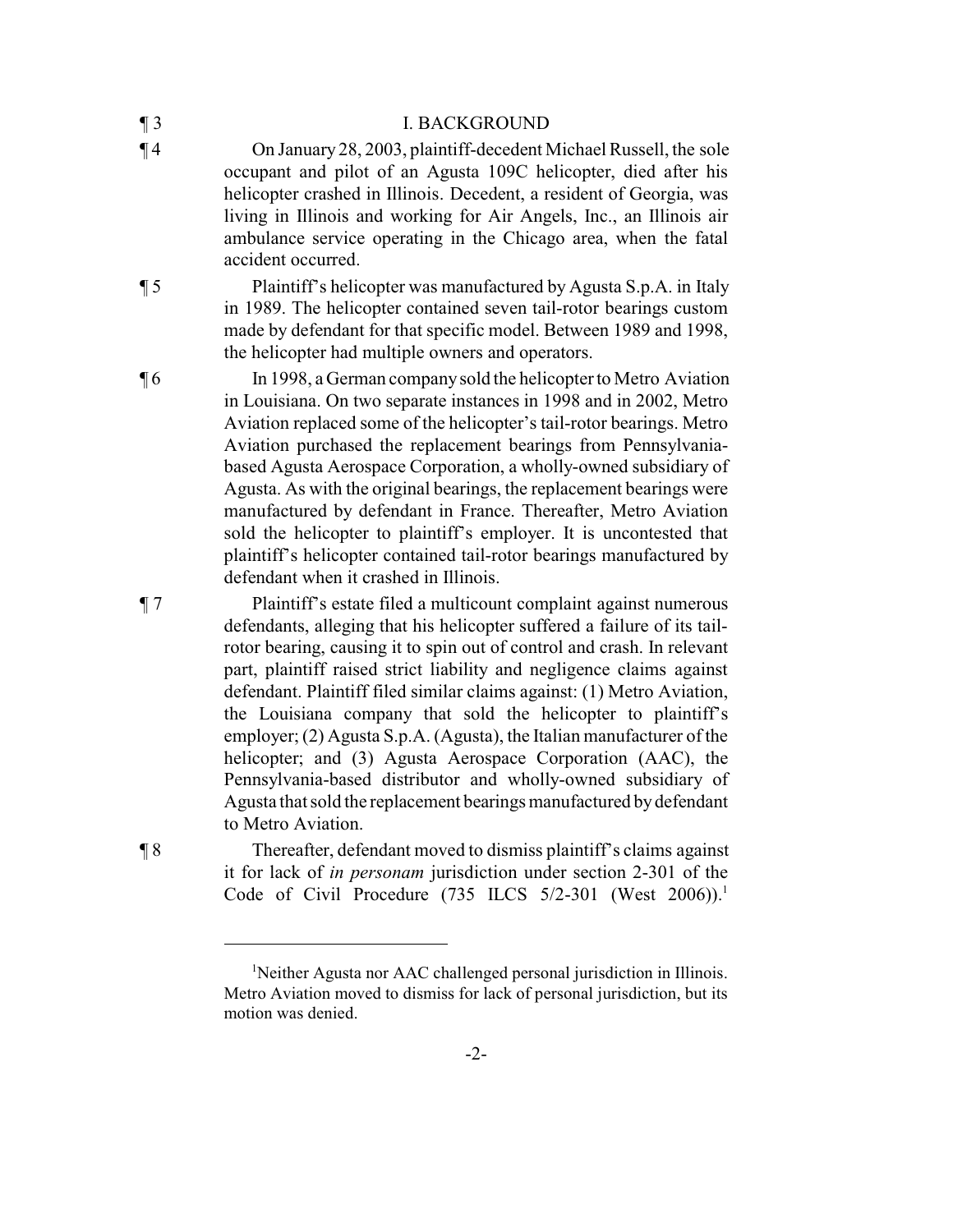¶ 3 I. BACKGROUND

¶ 4 On January 28, 2003, plaintiff-decedent Michael Russell, the sole occupant and pilot of an Agusta 109C helicopter, died after his helicopter crashed in Illinois. Decedent, a resident of Georgia, was living in Illinois and working for Air Angels, Inc., an Illinois air ambulance service operating in the Chicago area, when the fatal accident occurred.

¶ 5 Plaintiff's helicopter was manufactured by Agusta S.p.A. in Italy in 1989. The helicopter contained seven tail-rotor bearings custom made by defendant for that specific model. Between 1989 and 1998, the helicopter had multiple owners and operators.

¶ 6 In 1998, a German company sold the helicopter to Metro Aviation in Louisiana. On two separate instances in 1998 and in 2002, Metro Aviation replaced some of the helicopter's tail-rotor bearings. Metro Aviation purchased the replacement bearings from Pennsylvania-based Agusta Aerospace Corporation, a wholly-owned subsidiary of Agusta. As with the original bearings, the replacement bearings were manufactured by defendant in France. Thereafter, Metro Aviation sold the helicopter to plaintiff's employer. It is uncontested that plaintiff's helicopter contained tail-rotor bearings manufactured by defendant when it crashed in Illinois.

¶ 7 Plaintiff's estate filed a multicount complaint against numerous defendants, alleging that his helicopter suffered a failure of its tail-rotor bearing, causing it to spin out of control and crash. In relevant part, plaintiff raised strict liability and negligence claims against defendant. Plaintiff filed similar claims against: (1) Metro Aviation, the Louisiana company that sold the helicopter to plaintiff's employer; (2) Agusta S.p.A. (Agusta), the Italian manufacturer of the helicopter; and (3) Agusta Aerospace Corporation (AAC), the Pennsylvania-based distributor and wholly-owned subsidiary of Agusta that sold the replacement bearings manufactured by defendant to Metro Aviation.

¶ 8 Thereafter, defendant moved to dismiss plaintiff's claims against it for lack of *in personam* jurisdiction under section 2-301 of the Code of Civil Procedure (735 ILCS 5/2-301 (West 2006)).[1]

[1]Neither Agusta nor AAC challenged personal jurisdiction in Illinois. Metro Aviation moved to dismiss for lack of personal jurisdiction, but its motion was denied.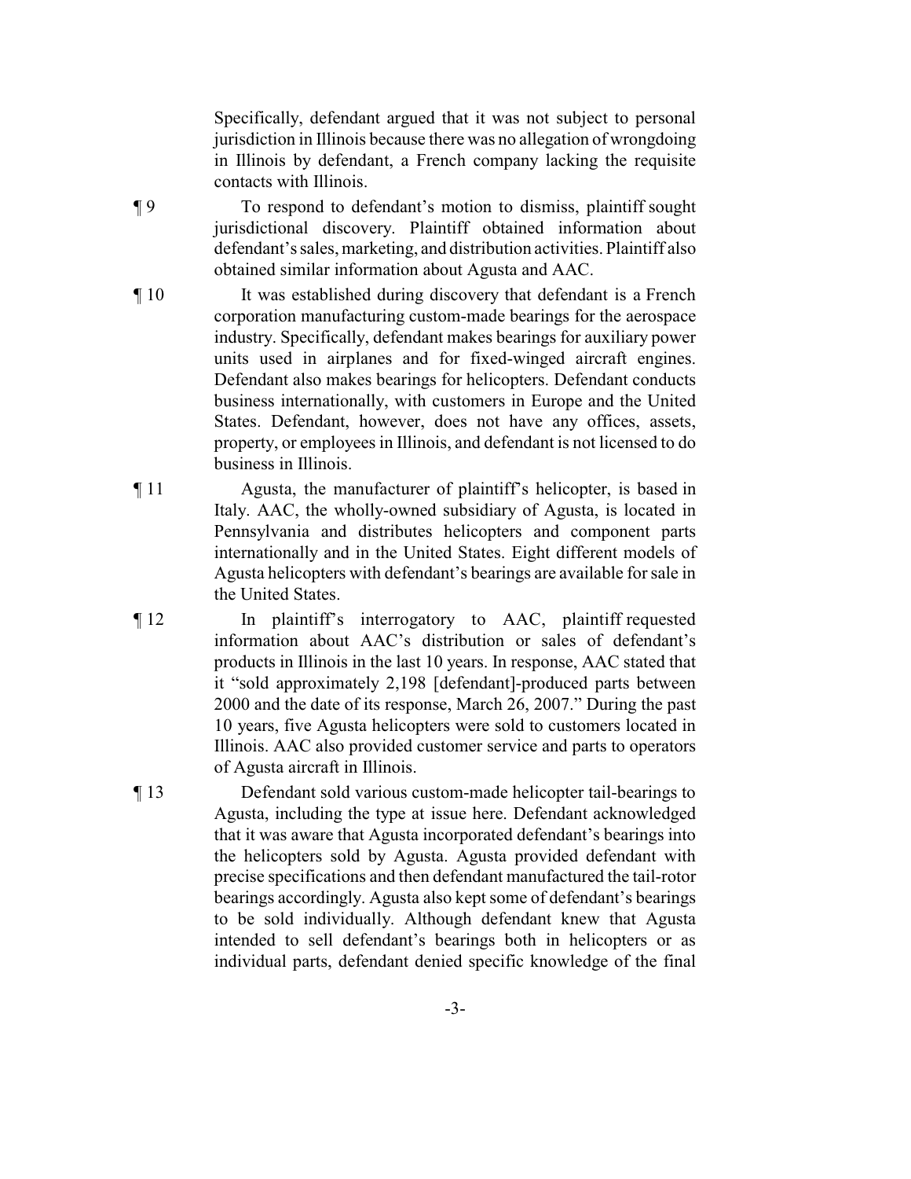Specifically, defendant argued that it was not subject to personal jurisdiction in Illinois because there was no allegation of wrongdoing in Illinois by defendant, a French company lacking the requisite contacts with Illinois.

¶ 9 To respond to defendant's motion to dismiss, plaintiff sought jurisdictional discovery. Plaintiff obtained information about defendant's sales, marketing, and distribution activities. Plaintiff also obtained similar information about Agusta and AAC.

¶ 10 It was established during discovery that defendant is a French corporation manufacturing custom-made bearings for the aerospace industry. Specifically, defendant makes bearings for auxiliary power units used in airplanes and for fixed-winged aircraft engines. Defendant also makes bearings for helicopters. Defendant conducts business internationally, with customers in Europe and the United States. Defendant, however, does not have any offices, assets, property, or employees in Illinois, and defendant is not licensed to do business in Illinois.

¶ 11 Agusta, the manufacturer of plaintiff's helicopter, is based in Italy. AAC, the wholly-owned subsidiary of Agusta, is located in Pennsylvania and distributes helicopters and component parts internationally and in the United States. Eight different models of Agusta helicopters with defendant's bearings are available for sale in the United States.

¶ 12 In plaintiff's interrogatory to AAC, plaintiff requested information about AAC's distribution or sales of defendant's products in Illinois in the last 10 years. In response, AAC stated that it "sold approximately 2,198 [defendant]-produced parts between 2000 and the date of its response, March 26, 2007." During the past 10 years, five Agusta helicopters were sold to customers located in Illinois. AAC also provided customer service and parts to operators of Agusta aircraft in Illinois.

¶ 13 Defendant sold various custom-made helicopter tail-bearings to Agusta, including the type at issue here. Defendant acknowledged that it was aware that Agusta incorporated defendant's bearings into the helicopters sold by Agusta. Agusta provided defendant with precise specifications and then defendant manufactured the tail-rotor bearings accordingly. Agusta also kept some of defendant's bearings to be sold individually. Although defendant knew that Agusta intended to sell defendant's bearings both in helicopters or as individual parts, defendant denied specific knowledge of the final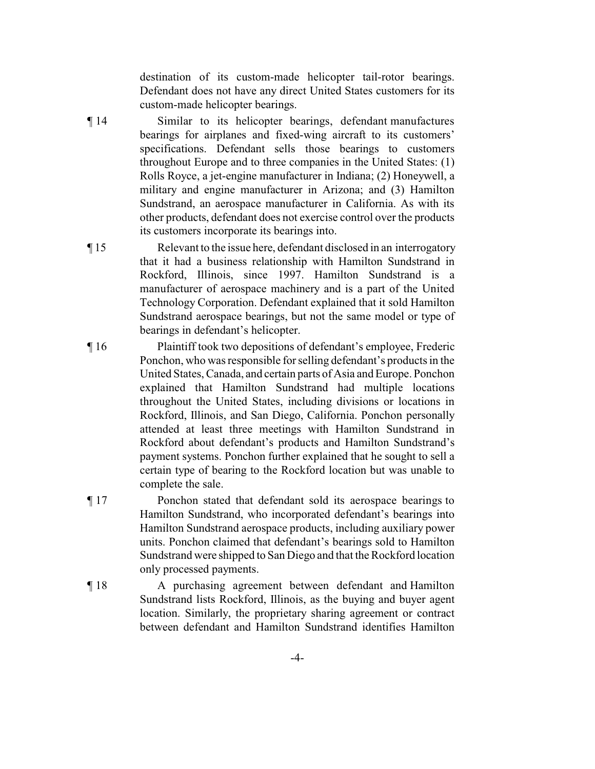destination of its custom-made helicopter tail-rotor bearings. Defendant does not have any direct United States customers for its custom-made helicopter bearings.

¶ 14 Similar to its helicopter bearings, defendant manufactures bearings for airplanes and fixed-wing aircraft to its customers' specifications. Defendant sells those bearings to customers throughout Europe and to three companies in the United States: (1) Rolls Royce, a jet-engine manufacturer in Indiana; (2) Honeywell, a military and engine manufacturer in Arizona; and (3) Hamilton Sundstrand, an aerospace manufacturer in California. As with its other products, defendant does not exercise control over the products its customers incorporate its bearings into.

¶ 15 Relevant to the issue here, defendant disclosed in an interrogatory that it had a business relationship with Hamilton Sundstrand in Rockford, Illinois, since 1997. Hamilton Sundstrand is a manufacturer of aerospace machinery and is a part of the United Technology Corporation. Defendant explained that it sold Hamilton Sundstrand aerospace bearings, but not the same model or type of bearings in defendant's helicopter.

¶ 16 Plaintiff took two depositions of defendant's employee, Frederic Ponchon, who was responsible for selling defendant's products in the United States, Canada, and certain parts of Asia and Europe. Ponchon explained that Hamilton Sundstrand had multiple locations throughout the United States, including divisions or locations in Rockford, Illinois, and San Diego, California. Ponchon personally attended at least three meetings with Hamilton Sundstrand in Rockford about defendant's products and Hamilton Sundstrand's payment systems. Ponchon further explained that he sought to sell a certain type of bearing to the Rockford location but was unable to complete the sale.

¶ 17 Ponchon stated that defendant sold its aerospace bearings to Hamilton Sundstrand, who incorporated defendant's bearings into Hamilton Sundstrand aerospace products, including auxiliary power units. Ponchon claimed that defendant's bearings sold to Hamilton Sundstrand were shipped to San Diego and that the Rockford location only processed payments.

¶ 18 A purchasing agreement between defendant and Hamilton Sundstrand lists Rockford, Illinois, as the buying and buyer agent location. Similarly, the proprietary sharing agreement or contract between defendant and Hamilton Sundstrand identifies Hamilton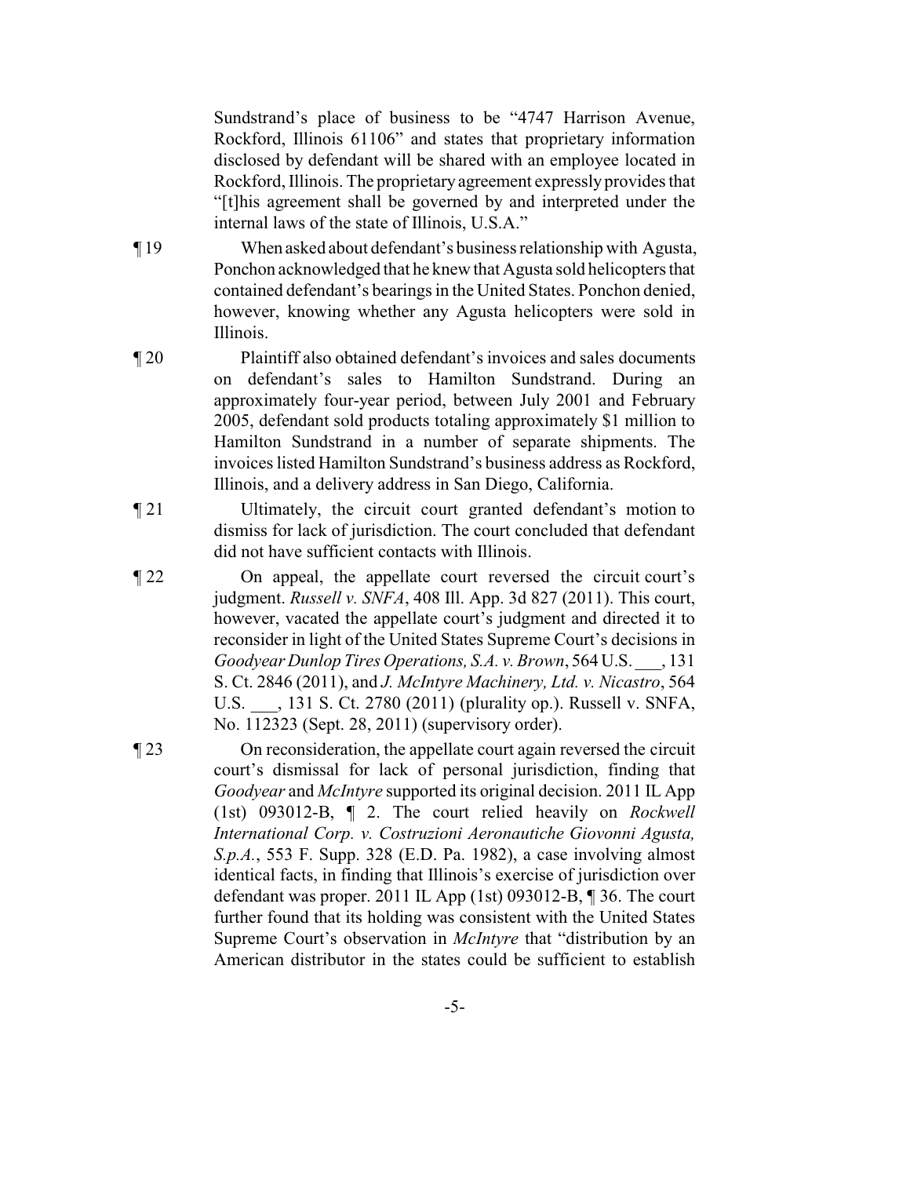Sundstrand's place of business to be "4747 Harrison Avenue, Rockford, Illinois 61106" and states that proprietary information disclosed by defendant will be shared with an employee located in Rockford, Illinois. The proprietary agreement expressly provides that "[t]his agreement shall be governed by and interpreted under the internal laws of the state of Illinois, U.S.A."

¶ 19 When asked about defendant's business relationship with Agusta, Ponchon acknowledged that he knew that Agusta sold helicopters that contained defendant's bearings in the United States. Ponchon denied, however, knowing whether any Agusta helicopters were sold in Illinois.

¶ 20 Plaintiff also obtained defendant's invoices and sales documents on defendant's sales to Hamilton Sundstrand. During an approximately four-year period, between July 2001 and February 2005, defendant sold products totaling approximately $1 million to Hamilton Sundstrand in a number of separate shipments. The invoices listed Hamilton Sundstrand's business address as Rockford, Illinois, and a delivery address in San Diego, California.

¶ 21 Ultimately, the circuit court granted defendant's motion to dismiss for lack of jurisdiction. The court concluded that defendant did not have sufficient contacts with Illinois.

¶ 22 On appeal, the appellate court reversed the circuit court's judgment. *Russell v. SNFA*, 408 Ill. App. 3d 827 (2011). This court, however, vacated the appellate court's judgment and directed it to reconsider in light of the United States Supreme Court's decisions in *Goodyear Dunlop Tires Operations, S.A. v. Brown*, 564 U.S. ___, 131 S. Ct. 2846 (2011), and *J. McIntyre Machinery, Ltd. v. Nicastro*, 564 U.S. ___, 131 S. Ct. 2780 (2011) (plurality op.). Russell v. SNFA, No. 112323 (Sept. 28, 2011) (supervisory order).

¶ 23 On reconsideration, the appellate court again reversed the circuit court's dismissal for lack of personal jurisdiction, finding that *Goodyear* and *McIntyre* supported its original decision. 2011 IL App (1st) 093012-B, ¶ 2. The court relied heavily on *Rockwell International Corp. v. Costruzioni Aeronautiche Giovonni Agusta, S.p.A.*, 553 F. Supp. 328 (E.D. Pa. 1982), a case involving almost identical facts, in finding that Illinois's exercise of jurisdiction over defendant was proper. 2011 IL App (1st) 093012-B, ¶ 36. The court further found that its holding was consistent with the United States Supreme Court's observation in *McIntyre* that "distribution by an American distributor in the states could be sufficient to establish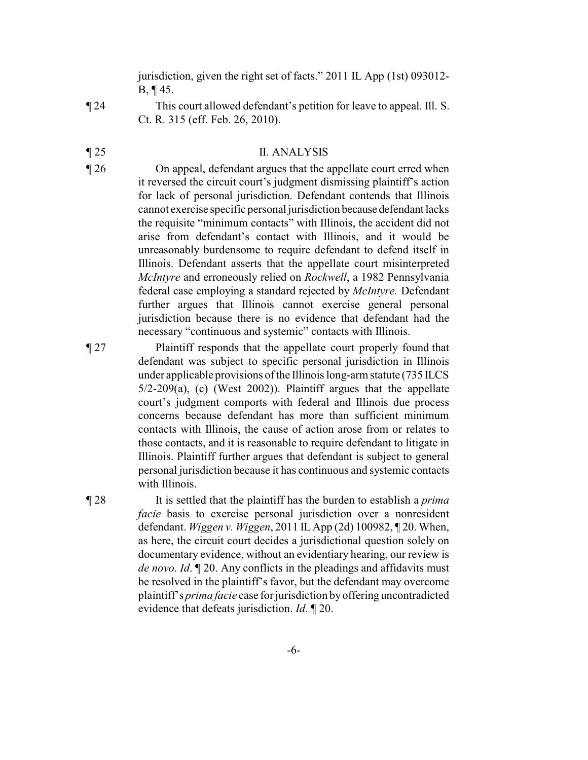jurisdiction, given the right set of facts." 2011 IL App (1st) 093012-B, ¶ 45.

¶ 24 This court allowed defendant's petition for leave to appeal. Ill. S. Ct. R. 315 (eff. Feb. 26, 2010).

## ¶ 25 II. ANALYSIS

¶ 26 On appeal, defendant argues that the appellate court erred when it reversed the circuit court's judgment dismissing plaintiff's action for lack of personal jurisdiction. Defendant contends that Illinois cannot exercise specific personal jurisdiction because defendant lacks the requisite "minimum contacts" with Illinois, the accident did not arise from defendant's contact with Illinois, and it would be unreasonably burdensome to require defendant to defend itself in Illinois. Defendant asserts that the appellate court misinterpreted *McIntyre* and erroneously relied on *Rockwell*, a 1982 Pennsylvania federal case employing a standard rejected by *McIntyre.* Defendant further argues that Illinois cannot exercise general personal jurisdiction because there is no evidence that defendant had the necessary "continuous and systemic" contacts with Illinois.

¶ 27 Plaintiff responds that the appellate court properly found that defendant was subject to specific personal jurisdiction in Illinois under applicable provisions of the Illinois long-arm statute (735 ILCS 5/2-209(a), (c) (West 2002)). Plaintiff argues that the appellate court's judgment comports with federal and Illinois due process concerns because defendant has more than sufficient minimum contacts with Illinois, the cause of action arose from or relates to those contacts, and it is reasonable to require defendant to litigate in Illinois. Plaintiff further argues that defendant is subject to general personal jurisdiction because it has continuous and systemic contacts with Illinois.

¶ 28 It is settled that the plaintiff has the burden to establish a *prima facie* basis to exercise personal jurisdiction over a nonresident defendant. *Wiggen v. Wiggen*, 2011 IL App (2d) 100982, ¶ 20. When, as here, the circuit court decides a jurisdictional question solely on documentary evidence, without an evidentiary hearing, our review is *de novo*. *Id*. ¶ 20. Any conflicts in the pleadings and affidavits must be resolved in the plaintiff's favor, but the defendant may overcome plaintiff's *prima facie* case for jurisdiction by offering uncontradicted evidence that defeats jurisdiction. *Id*. ¶ 20.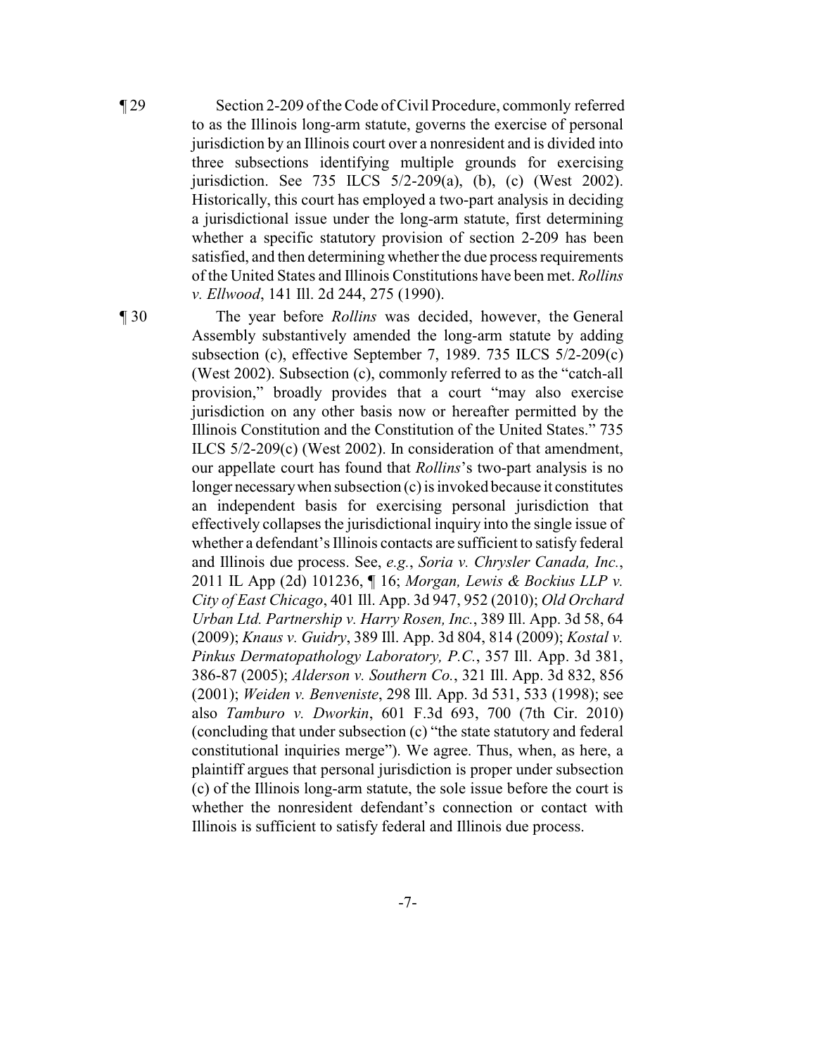¶ 29 Section 2-209 of the Code of Civil Procedure, commonly referred to as the Illinois long-arm statute, governs the exercise of personal jurisdiction by an Illinois court over a nonresident and is divided into three subsections identifying multiple grounds for exercising jurisdiction. See 735 ILCS 5/2-209(a), (b), (c) (West 2002). Historically, this court has employed a two-part analysis in deciding a jurisdictional issue under the long-arm statute, first determining whether a specific statutory provision of section 2-209 has been satisfied, and then determining whether the due process requirements of the United States and Illinois Constitutions have been met. *Rollins v. Ellwood*, 141 Ill. 2d 244, 275 (1990).

¶ 30 The year before *Rollins* was decided, however, the General Assembly substantively amended the long-arm statute by adding subsection (c), effective September 7, 1989. 735 ILCS 5/2-209(c) (West 2002). Subsection (c), commonly referred to as the "catch-all provision," broadly provides that a court "may also exercise jurisdiction on any other basis now or hereafter permitted by the Illinois Constitution and the Constitution of the United States." 735 ILCS 5/2-209(c) (West 2002). In consideration of that amendment, our appellate court has found that *Rollins*'s two-part analysis is no longer necessary when subsection (c) is invoked because it constitutes an independent basis for exercising personal jurisdiction that effectively collapses the jurisdictional inquiry into the single issue of whether a defendant's Illinois contacts are sufficient to satisfy federal and Illinois due process. See, *e.g.*, *Soria v. Chrysler Canada, Inc.*, 2011 IL App (2d) 101236, ¶ 16; *Morgan, Lewis & Bockius LLP v. City of East Chicago*, 401 Ill. App. 3d 947, 952 (2010); *Old Orchard Urban Ltd. Partnership v. Harry Rosen, Inc.*, 389 Ill. App. 3d 58, 64 (2009); *Knaus v. Guidry*, 389 Ill. App. 3d 804, 814 (2009); *Kostal v. Pinkus Dermatopathology Laboratory, P.C.*, 357 Ill. App. 3d 381, 386-87 (2005); *Alderson v. Southern Co.*, 321 Ill. App. 3d 832, 856 (2001); *Weiden v. Benveniste*, 298 Ill. App. 3d 531, 533 (1998); see also *Tamburo v. Dworkin*, 601 F.3d 693, 700 (7th Cir. 2010) (concluding that under subsection (c) "the state statutory and federal constitutional inquiries merge"). We agree. Thus, when, as here, a plaintiff argues that personal jurisdiction is proper under subsection (c) of the Illinois long-arm statute, the sole issue before the court is whether the nonresident defendant's connection or contact with Illinois is sufficient to satisfy federal and Illinois due process.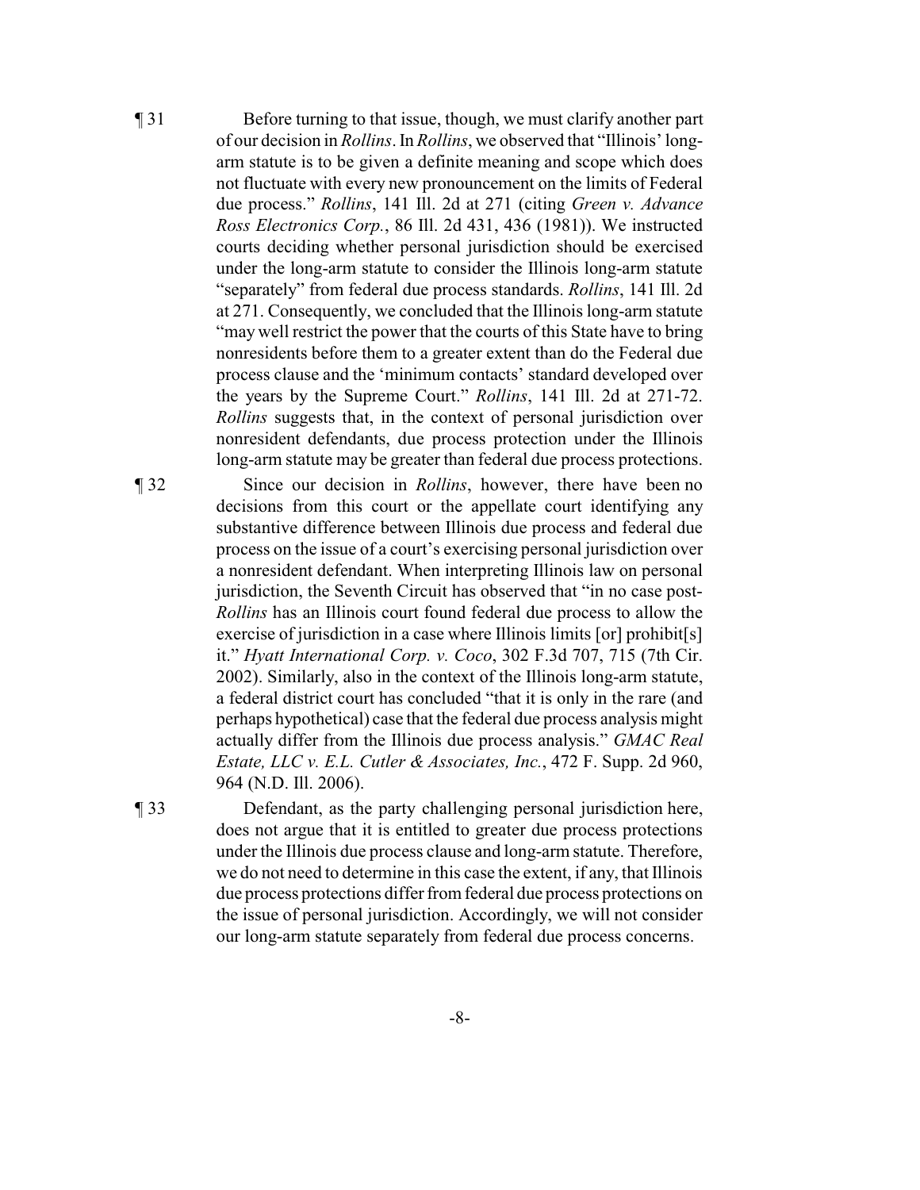¶ 31 Before turning to that issue, though, we must clarify another part of our decision in *Rollins*. In *Rollins*, we observed that "Illinois' long-arm statute is to be given a definite meaning and scope which does not fluctuate with every new pronouncement on the limits of Federal due process." *Rollins*, 141 Ill. 2d at 271 (citing *Green v. Advance Ross Electronics Corp.*, 86 Ill. 2d 431, 436 (1981)). We instructed courts deciding whether personal jurisdiction should be exercised under the long-arm statute to consider the Illinois long-arm statute "separately" from federal due process standards. *Rollins*, 141 Ill. 2d at 271. Consequently, we concluded that the Illinois long-arm statute "may well restrict the power that the courts of this State have to bring nonresidents before them to a greater extent than do the Federal due process clause and the 'minimum contacts' standard developed over the years by the Supreme Court." *Rollins*, 141 Ill. 2d at 271-72. *Rollins* suggests that, in the context of personal jurisdiction over nonresident defendants, due process protection under the Illinois long-arm statute may be greater than federal due process protections.

¶ 32 Since our decision in *Rollins*, however, there have been no decisions from this court or the appellate court identifying any substantive difference between Illinois due process and federal due process on the issue of a court's exercising personal jurisdiction over a nonresident defendant. When interpreting Illinois law on personal jurisdiction, the Seventh Circuit has observed that "in no case post-*Rollins* has an Illinois court found federal due process to allow the exercise of jurisdiction in a case where Illinois limits [or] prohibit[s] it." *Hyatt International Corp. v. Coco*, 302 F.3d 707, 715 (7th Cir. 2002). Similarly, also in the context of the Illinois long-arm statute, a federal district court has concluded "that it is only in the rare (and perhaps hypothetical) case that the federal due process analysis might actually differ from the Illinois due process analysis." *GMAC Real Estate, LLC v. E.L. Cutler & Associates, Inc.*, 472 F. Supp. 2d 960, 964 (N.D. Ill. 2006).

¶ 33 Defendant, as the party challenging personal jurisdiction here, does not argue that it is entitled to greater due process protections under the Illinois due process clause and long-arm statute. Therefore, we do not need to determine in this case the extent, if any, that Illinois due process protections differ from federal due process protections on the issue of personal jurisdiction. Accordingly, we will not consider our long-arm statute separately from federal due process concerns.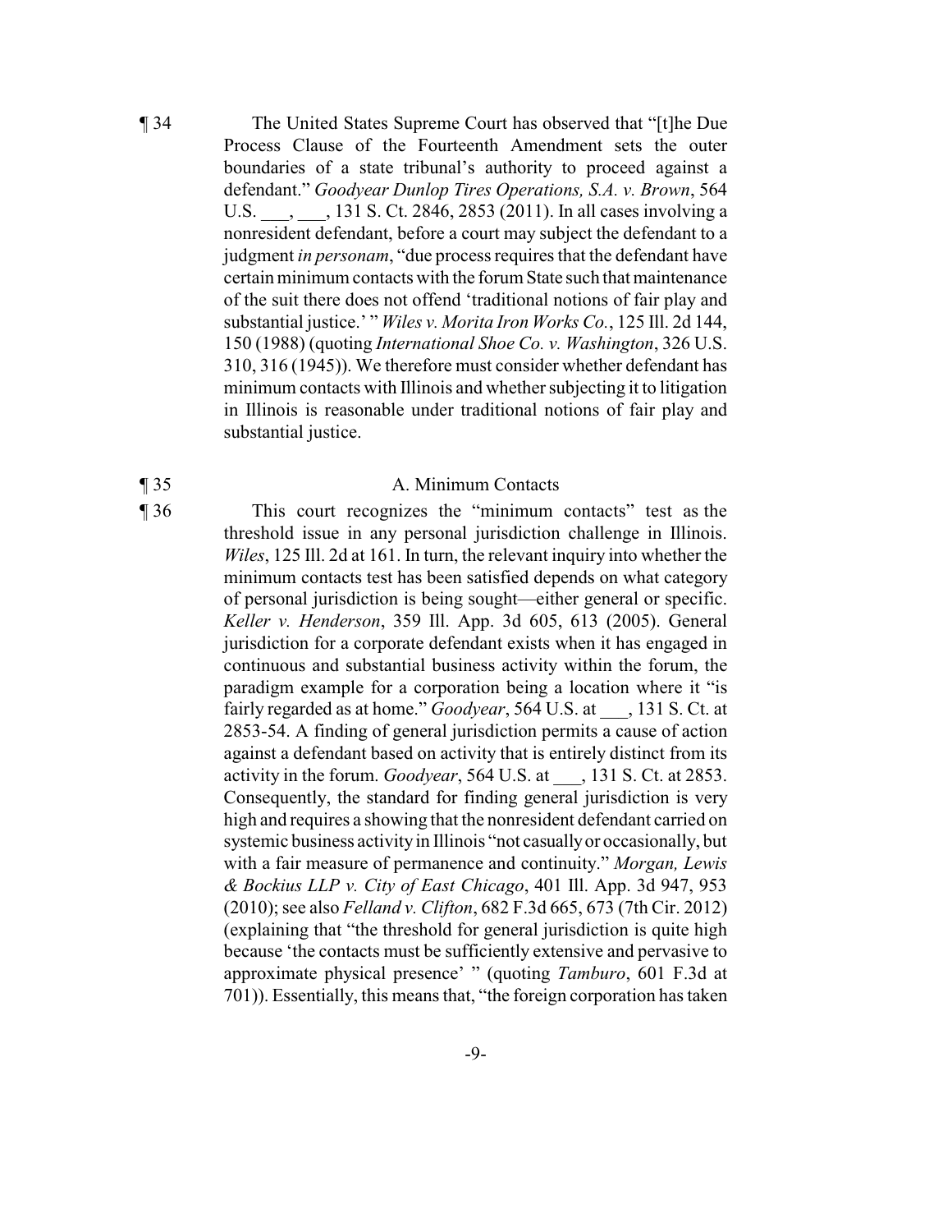¶ 34 The United States Supreme Court has observed that "[t]he Due Process Clause of the Fourteenth Amendment sets the outer boundaries of a state tribunal's authority to proceed against a defendant." *Goodyear Dunlop Tires Operations, S.A. v. Brown*, 564 U.S. ___, ___, 131 S. Ct. 2846, 2853 (2011). In all cases involving a nonresident defendant, before a court may subject the defendant to a judgment *in personam*, "due process requires that the defendant have certain minimum contacts with the forum State such that maintenance of the suit there does not offend 'traditional notions of fair play and substantial justice.' " *Wiles v. Morita Iron Works Co.*, 125 Ill. 2d 144, 150 (1988) (quoting *International Shoe Co. v. Washington*, 326 U.S. 310, 316 (1945)). We therefore must consider whether defendant has minimum contacts with Illinois and whether subjecting it to litigation in Illinois is reasonable under traditional notions of fair play and substantial justice.

¶ 35 A. Minimum Contacts

¶ 36 This court recognizes the "minimum contacts" test as the threshold issue in any personal jurisdiction challenge in Illinois. *Wiles*, 125 Ill. 2d at 161. In turn, the relevant inquiry into whether the minimum contacts test has been satisfied depends on what category of personal jurisdiction is being sought—either general or specific. *Keller v. Henderson*, 359 Ill. App. 3d 605, 613 (2005). General jurisdiction for a corporate defendant exists when it has engaged in continuous and substantial business activity within the forum, the paradigm example for a corporation being a location where it "is fairly regarded as at home." *Goodyear*, 564 U.S. at ___, 131 S. Ct. at 2853-54. A finding of general jurisdiction permits a cause of action against a defendant based on activity that is entirely distinct from its activity in the forum. *Goodyear*, 564 U.S. at ___, 131 S. Ct. at 2853. Consequently, the standard for finding general jurisdiction is very high and requires a showing that the nonresident defendant carried on systemic business activity in Illinois "not casually or occasionally, but with a fair measure of permanence and continuity." *Morgan, Lewis & Bockius LLP v. City of East Chicago*, 401 Ill. App. 3d 947, 953 (2010); see also *Felland v. Clifton*, 682 F.3d 665, 673 (7th Cir. 2012) (explaining that "the threshold for general jurisdiction is quite high because 'the contacts must be sufficiently extensive and pervasive to approximate physical presence' " (quoting *Tamburo*, 601 F.3d at 701)). Essentially, this means that, "the foreign corporation has taken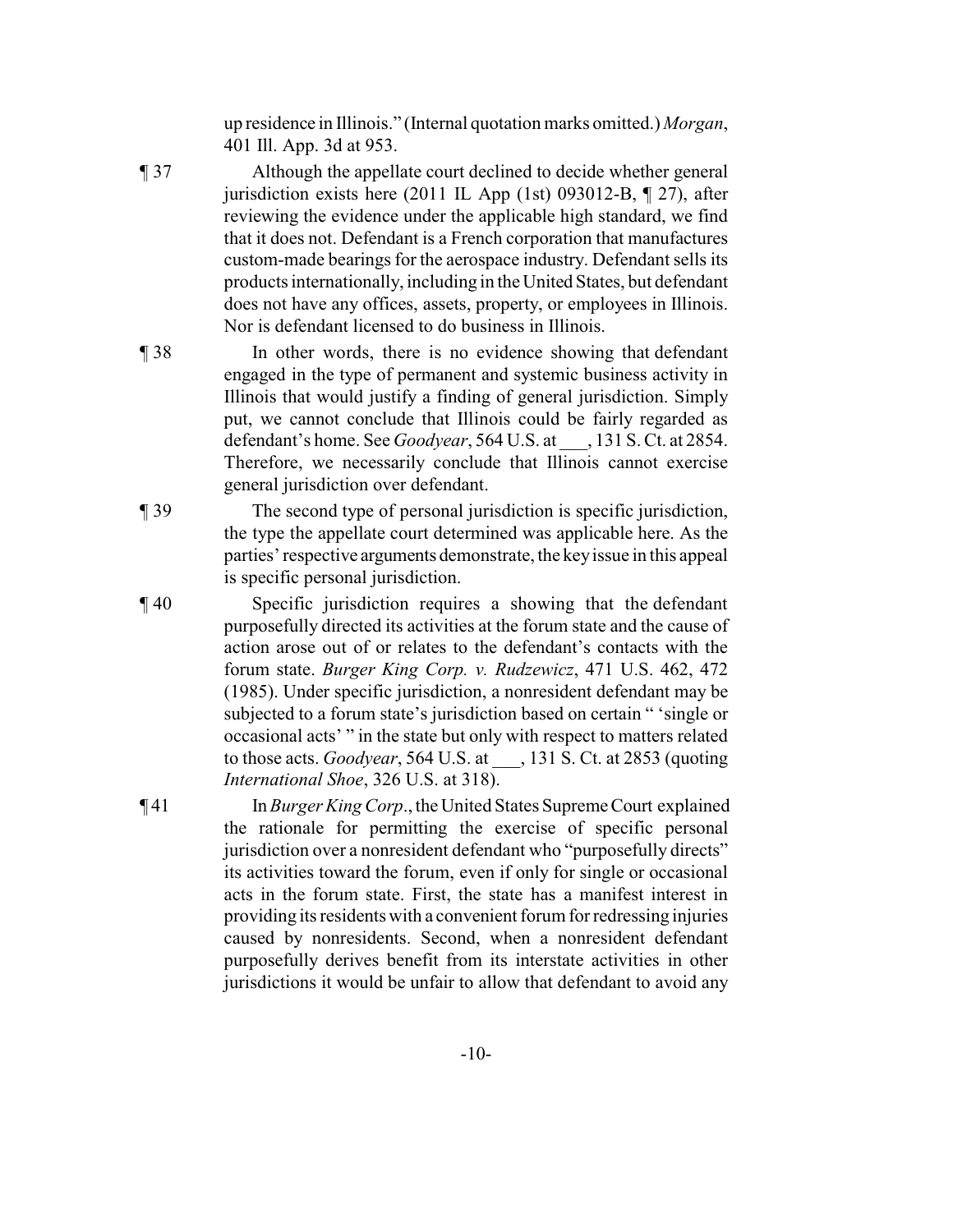up residence in Illinois." (Internal quotation marks omitted.) *Morgan*, 401 Ill. App. 3d at 953.

¶ 37 Although the appellate court declined to decide whether general jurisdiction exists here (2011 IL App (1st) 093012-B, ¶ 27), after reviewing the evidence under the applicable high standard, we find that it does not. Defendant is a French corporation that manufactures custom-made bearings for the aerospace industry. Defendant sells its products internationally, including in the United States, but defendant does not have any offices, assets, property, or employees in Illinois. Nor is defendant licensed to do business in Illinois.

¶ 38 In other words, there is no evidence showing that defendant engaged in the type of permanent and systemic business activity in Illinois that would justify a finding of general jurisdiction. Simply put, we cannot conclude that Illinois could be fairly regarded as defendant's home. See *Goodyear*, 564 U.S. at ___, 131 S. Ct. at 2854. Therefore, we necessarily conclude that Illinois cannot exercise general jurisdiction over defendant.

¶ 39 The second type of personal jurisdiction is specific jurisdiction, the type the appellate court determined was applicable here. As the parties' respective arguments demonstrate, the key issue in this appeal is specific personal jurisdiction.

¶ 40 Specific jurisdiction requires a showing that the defendant purposefully directed its activities at the forum state and the cause of action arose out of or relates to the defendant's contacts with the forum state. *Burger King Corp. v. Rudzewicz*, 471 U.S. 462, 472 (1985). Under specific jurisdiction, a nonresident defendant may be subjected to a forum state's jurisdiction based on certain " 'single or occasional acts' " in the state but only with respect to matters related to those acts. *Goodyear*, 564 U.S. at ___, 131 S. Ct. at 2853 (quoting *International Shoe*, 326 U.S. at 318).

¶ 41 In *Burger King Corp.*, the United States Supreme Court explained the rationale for permitting the exercise of specific personal jurisdiction over a nonresident defendant who "purposefully directs" its activities toward the forum, even if only for single or occasional acts in the forum state. First, the state has a manifest interest in providing its residents with a convenient forum for redressing injuries caused by nonresidents. Second, when a nonresident defendant purposefully derives benefit from its interstate activities in other jurisdictions it would be unfair to allow that defendant to avoid any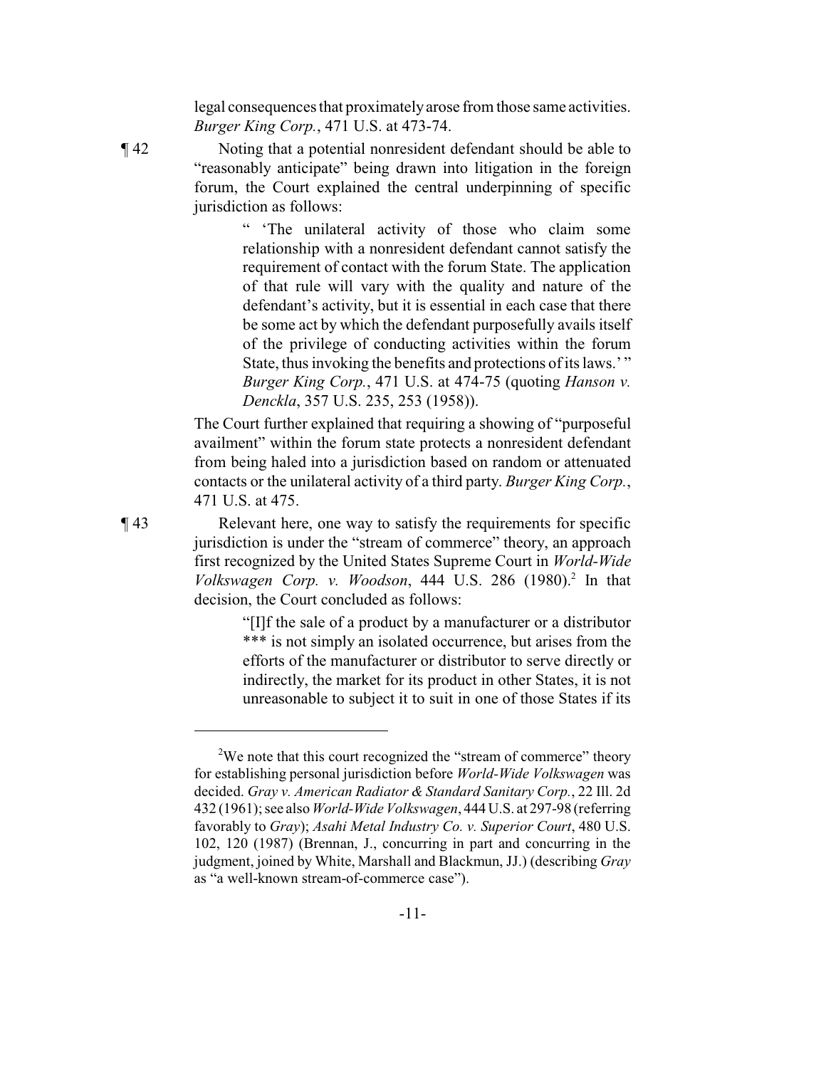legal consequences that proximately arose from those same activities. *Burger King Corp.*, 471 U.S. at 473-74.

¶ 42 Noting that a potential nonresident defendant should be able to "reasonably anticipate" being drawn into litigation in the foreign forum, the Court explained the central underpinning of specific jurisdiction as follows:

> " 'The unilateral activity of those who claim some relationship with a nonresident defendant cannot satisfy the requirement of contact with the forum State. The application of that rule will vary with the quality and nature of the defendant's activity, but it is essential in each case that there be some act by which the defendant purposefully avails itself of the privilege of conducting activities within the forum State, thus invoking the benefits and protections of its laws.' " *Burger King Corp.*, 471 U.S. at 474-75 (quoting *Hanson v. Denckla*, 357 U.S. 235, 253 (1958)).

The Court further explained that requiring a showing of "purposeful availment" within the forum state protects a nonresident defendant from being haled into a jurisdiction based on random or attenuated contacts or the unilateral activity of a third party. *Burger King Corp.*, 471 U.S. at 475.

¶ 43 Relevant here, one way to satisfy the requirements for specific jurisdiction is under the "stream of commerce" theory, an approach first recognized by the United States Supreme Court in *World-Wide Volkswagen Corp. v. Woodson*, 444 U.S. 286 (1980).[2] In that decision, the Court concluded as follows:

> "[I]f the sale of a product by a manufacturer or a distributor *** is not simply an isolated occurrence, but arises from the efforts of the manufacturer or distributor to serve directly or indirectly, the market for its product in other States, it is not unreasonable to subject it to suit in one of those States if its

---

[2] We note that this court recognized the "stream of commerce" theory for establishing personal jurisdiction before *World-Wide Volkswagen* was decided. *Gray v. American Radiator & Standard Sanitary Corp.*, 22 Ill. 2d 432 (1961); see also *World-Wide Volkswagen*, 444 U.S. at 297-98 (referring favorably to *Gray*); *Asahi Metal Industry Co. v. Superior Court*, 480 U.S. 102, 120 (1987) (Brennan, J., concurring in part and concurring in the judgment, joined by White, Marshall and Blackmun, JJ.) (describing *Gray* as "a well-known stream-of-commerce case").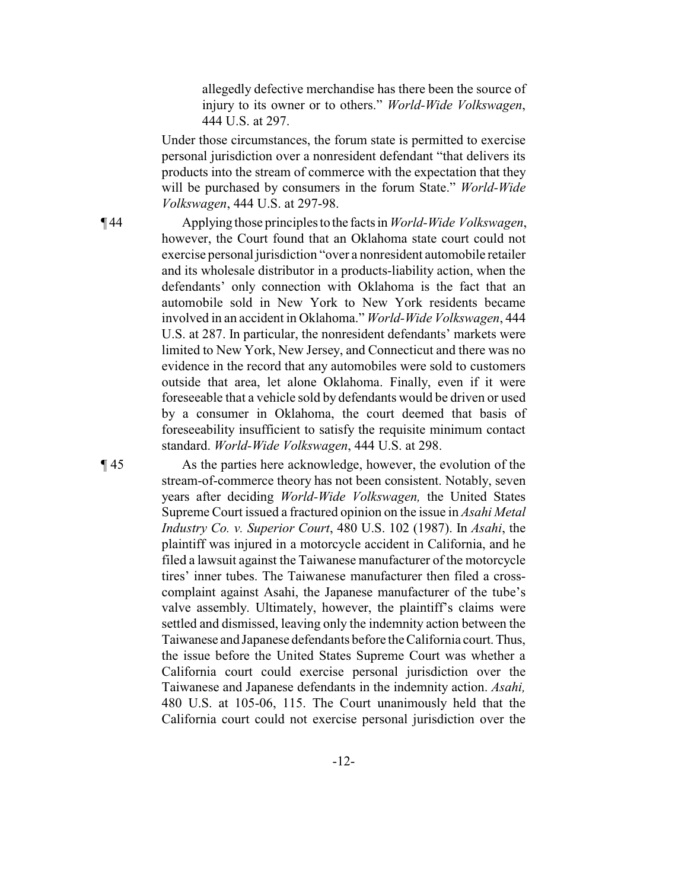> allegedly defective merchandise has there been the source of injury to its owner or to others." *World-Wide Volkswagen*, 444 U.S. at 297.

Under those circumstances, the forum state is permitted to exercise personal jurisdiction over a nonresident defendant "that delivers its products into the stream of commerce with the expectation that they will be purchased by consumers in the forum State." *World-Wide Volkswagen*, 444 U.S. at 297-98.

¶ 44 Applying those principles to the facts in *World-Wide Volkswagen*, however, the Court found that an Oklahoma state court could not exercise personal jurisdiction "over a nonresident automobile retailer and its wholesale distributor in a products-liability action, when the defendants' only connection with Oklahoma is the fact that an automobile sold in New York to New York residents became involved in an accident in Oklahoma." *World-Wide Volkswagen*, 444 U.S. at 287. In particular, the nonresident defendants' markets were limited to New York, New Jersey, and Connecticut and there was no evidence in the record that any automobiles were sold to customers outside that area, let alone Oklahoma. Finally, even if it were foreseeable that a vehicle sold by defendants would be driven or used by a consumer in Oklahoma, the court deemed that basis of foreseeability insufficient to satisfy the requisite minimum contact standard. *World-Wide Volkswagen*, 444 U.S. at 298.

¶ 45 As the parties here acknowledge, however, the evolution of the stream-of-commerce theory has not been consistent. Notably, seven years after deciding *World-Wide Volkswagen,* the United States Supreme Court issued a fractured opinion on the issue in *Asahi Metal Industry Co. v. Superior Court*, 480 U.S. 102 (1987). In *Asahi*, the plaintiff was injured in a motorcycle accident in California, and he filed a lawsuit against the Taiwanese manufacturer of the motorcycle tires' inner tubes. The Taiwanese manufacturer then filed a cross-complaint against Asahi, the Japanese manufacturer of the tube's valve assembly. Ultimately, however, the plaintiff's claims were settled and dismissed, leaving only the indemnity action between the Taiwanese and Japanese defendants before the California court. Thus, the issue before the United States Supreme Court was whether a California court could exercise personal jurisdiction over the Taiwanese and Japanese defendants in the indemnity action. *Asahi,* 480 U.S. at 105-06, 115. The Court unanimously held that the California court could not exercise personal jurisdiction over the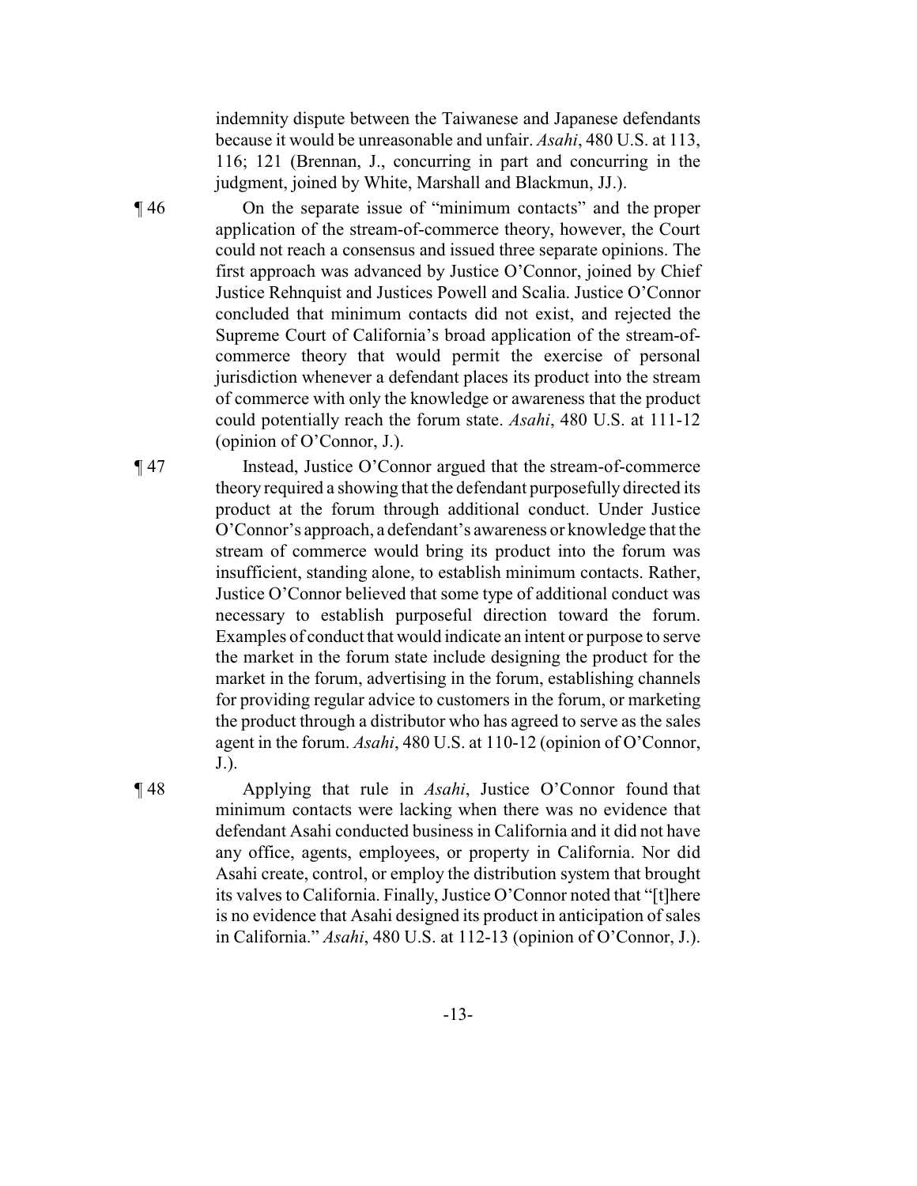indemnity dispute between the Taiwanese and Japanese defendants because it would be unreasonable and unfair. *Asahi*, 480 U.S. at 113, 116; 121 (Brennan, J., concurring in part and concurring in the judgment, joined by White, Marshall and Blackmun, JJ.).

¶ 46 On the separate issue of "minimum contacts" and the proper application of the stream-of-commerce theory, however, the Court could not reach a consensus and issued three separate opinions. The first approach was advanced by Justice O'Connor, joined by Chief Justice Rehnquist and Justices Powell and Scalia. Justice O'Connor concluded that minimum contacts did not exist, and rejected the Supreme Court of California's broad application of the stream-of-commerce theory that would permit the exercise of personal jurisdiction whenever a defendant places its product into the stream of commerce with only the knowledge or awareness that the product could potentially reach the forum state. *Asahi*, 480 U.S. at 111-12 (opinion of O'Connor, J.).

¶ 47 Instead, Justice O'Connor argued that the stream-of-commerce theory required a showing that the defendant purposefully directed its product at the forum through additional conduct. Under Justice O'Connor's approach, a defendant's awareness or knowledge that the stream of commerce would bring its product into the forum was insufficient, standing alone, to establish minimum contacts. Rather, Justice O'Connor believed that some type of additional conduct was necessary to establish purposeful direction toward the forum. Examples of conduct that would indicate an intent or purpose to serve the market in the forum state include designing the product for the market in the forum, advertising in the forum, establishing channels for providing regular advice to customers in the forum, or marketing the product through a distributor who has agreed to serve as the sales agent in the forum. *Asahi*, 480 U.S. at 110-12 (opinion of O'Connor, J.).

¶ 48 Applying that rule in *Asahi*, Justice O'Connor found that minimum contacts were lacking when there was no evidence that defendant Asahi conducted business in California and it did not have any office, agents, employees, or property in California. Nor did Asahi create, control, or employ the distribution system that brought its valves to California. Finally, Justice O'Connor noted that "[t]here is no evidence that Asahi designed its product in anticipation of sales in California." *Asahi*, 480 U.S. at 112-13 (opinion of O'Connor, J.).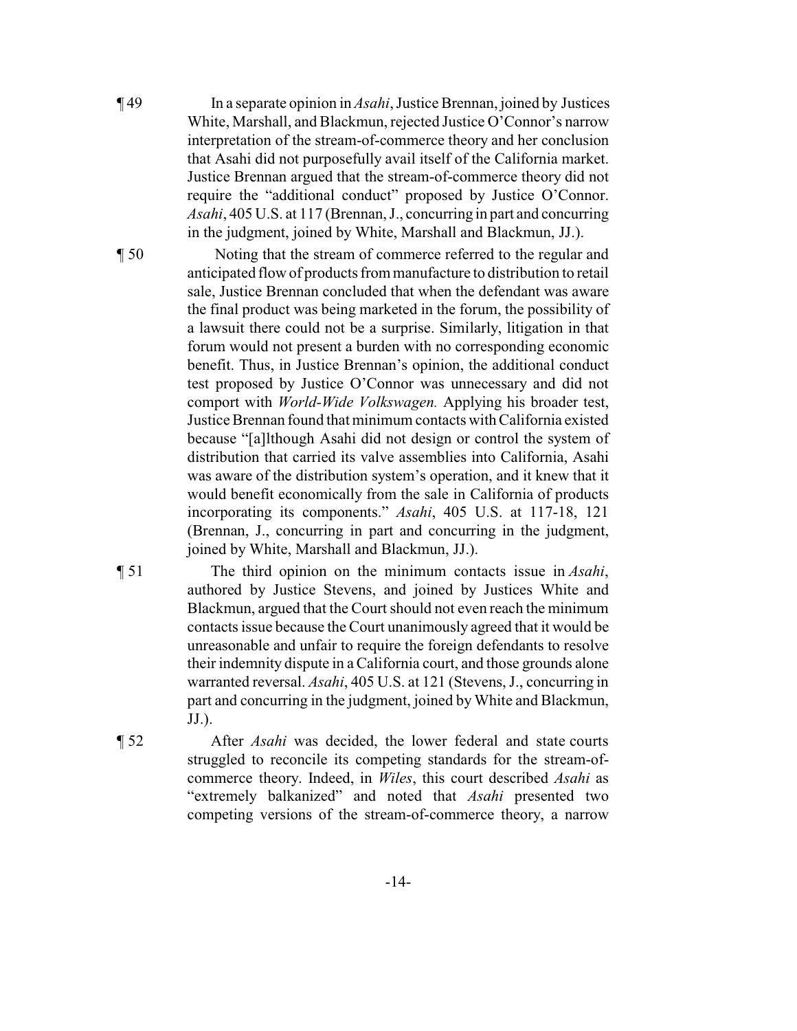¶ 49 In a separate opinion in *Asahi*, Justice Brennan, joined by Justices White, Marshall, and Blackmun, rejected Justice O'Connor's narrow interpretation of the stream-of-commerce theory and her conclusion that Asahi did not purposefully avail itself of the California market. Justice Brennan argued that the stream-of-commerce theory did not require the "additional conduct" proposed by Justice O'Connor. *Asahi*, 405 U.S. at 117 (Brennan, J., concurring in part and concurring in the judgment, joined by White, Marshall and Blackmun, JJ.).

¶ 50 Noting that the stream of commerce referred to the regular and anticipated flow of products from manufacture to distribution to retail sale, Justice Brennan concluded that when the defendant was aware the final product was being marketed in the forum, the possibility of a lawsuit there could not be a surprise. Similarly, litigation in that forum would not present a burden with no corresponding economic benefit. Thus, in Justice Brennan's opinion, the additional conduct test proposed by Justice O'Connor was unnecessary and did not comport with *World-Wide Volkswagen.* Applying his broader test, Justice Brennan found that minimum contacts with California existed because "[a]lthough Asahi did not design or control the system of distribution that carried its valve assemblies into California, Asahi was aware of the distribution system's operation, and it knew that it would benefit economically from the sale in California of products incorporating its components." *Asahi*, 405 U.S. at 117-18, 121 (Brennan, J., concurring in part and concurring in the judgment, joined by White, Marshall and Blackmun, JJ.).

¶ 51 The third opinion on the minimum contacts issue in *Asahi*, authored by Justice Stevens, and joined by Justices White and Blackmun, argued that the Court should not even reach the minimum contacts issue because the Court unanimously agreed that it would be unreasonable and unfair to require the foreign defendants to resolve their indemnity dispute in a California court, and those grounds alone warranted reversal. *Asahi*, 405 U.S. at 121 (Stevens, J., concurring in part and concurring in the judgment, joined by White and Blackmun, JJ.).

¶ 52 After *Asahi* was decided, the lower federal and state courts struggled to reconcile its competing standards for the stream-of-commerce theory. Indeed, in *Wiles*, this court described *Asahi* as "extremely balkanized" and noted that *Asahi* presented two competing versions of the stream-of-commerce theory, a narrow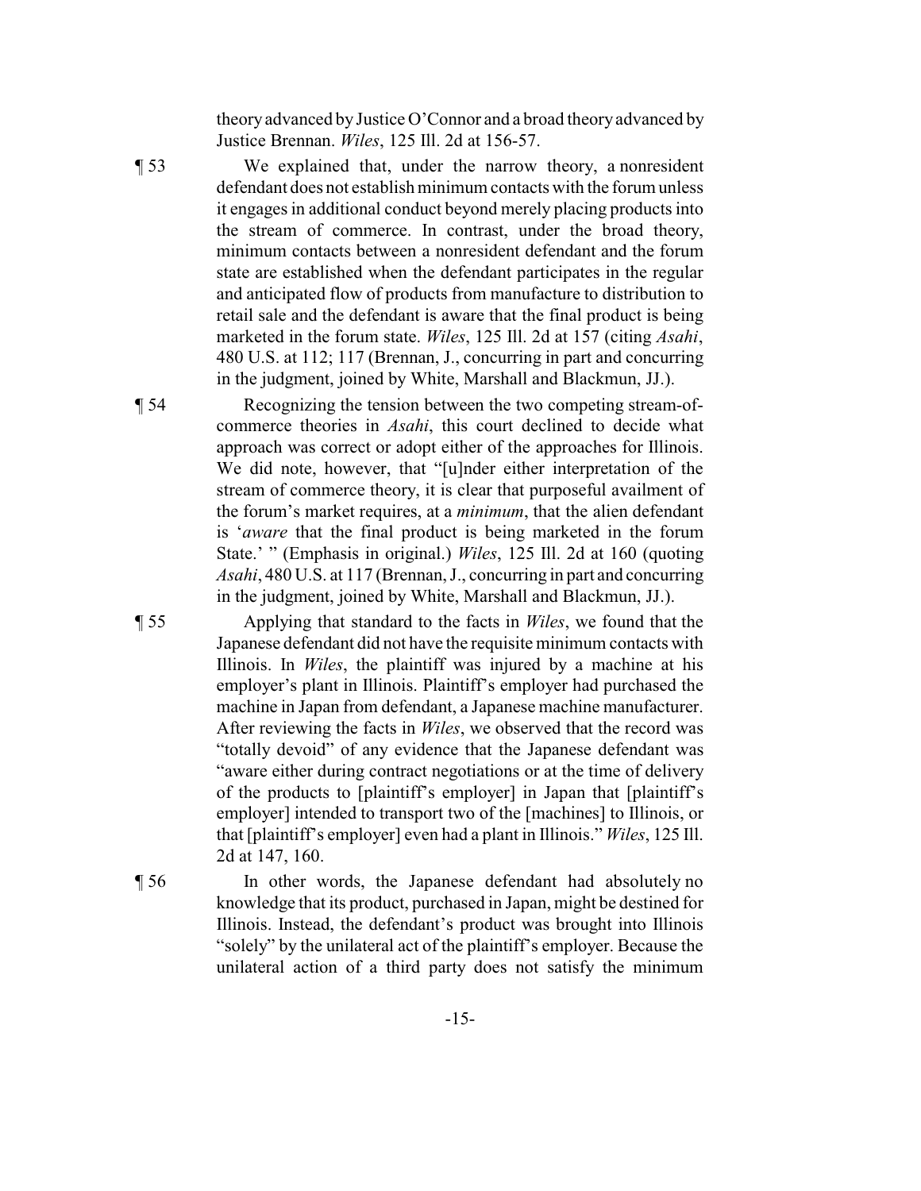theory advanced by Justice O'Connor and a broad theory advanced by Justice Brennan. *Wiles*, 125 Ill. 2d at 156-57.

¶ 53 We explained that, under the narrow theory, a nonresident defendant does not establish minimum contacts with the forum unless it engages in additional conduct beyond merely placing products into the stream of commerce. In contrast, under the broad theory, minimum contacts between a nonresident defendant and the forum state are established when the defendant participates in the regular and anticipated flow of products from manufacture to distribution to retail sale and the defendant is aware that the final product is being marketed in the forum state. *Wiles*, 125 Ill. 2d at 157 (citing *Asahi*, 480 U.S. at 112; 117 (Brennan, J., concurring in part and concurring in the judgment, joined by White, Marshall and Blackmun, JJ.).

¶ 54 Recognizing the tension between the two competing stream-of-commerce theories in *Asahi*, this court declined to decide what approach was correct or adopt either of the approaches for Illinois. We did note, however, that "[u]nder either interpretation of the stream of commerce theory, it is clear that purposeful availment of the forum's market requires, at a *minimum*, that the alien defendant is '*aware* that the final product is being marketed in the forum State.' " (Emphasis in original.) *Wiles*, 125 Ill. 2d at 160 (quoting *Asahi*, 480 U.S. at 117 (Brennan, J., concurring in part and concurring in the judgment, joined by White, Marshall and Blackmun, JJ.).

¶ 55 Applying that standard to the facts in *Wiles*, we found that the Japanese defendant did not have the requisite minimum contacts with Illinois. In *Wiles*, the plaintiff was injured by a machine at his employer's plant in Illinois. Plaintiff's employer had purchased the machine in Japan from defendant, a Japanese machine manufacturer. After reviewing the facts in *Wiles*, we observed that the record was "totally devoid" of any evidence that the Japanese defendant was "aware either during contract negotiations or at the time of delivery of the products to [plaintiff's employer] in Japan that [plaintiff's employer] intended to transport two of the [machines] to Illinois, or that [plaintiff's employer] even had a plant in Illinois." *Wiles*, 125 Ill. 2d at 147, 160.

¶ 56 In other words, the Japanese defendant had absolutely no knowledge that its product, purchased in Japan, might be destined for Illinois. Instead, the defendant's product was brought into Illinois "solely" by the unilateral act of the plaintiff's employer. Because the unilateral action of a third party does not satisfy the minimum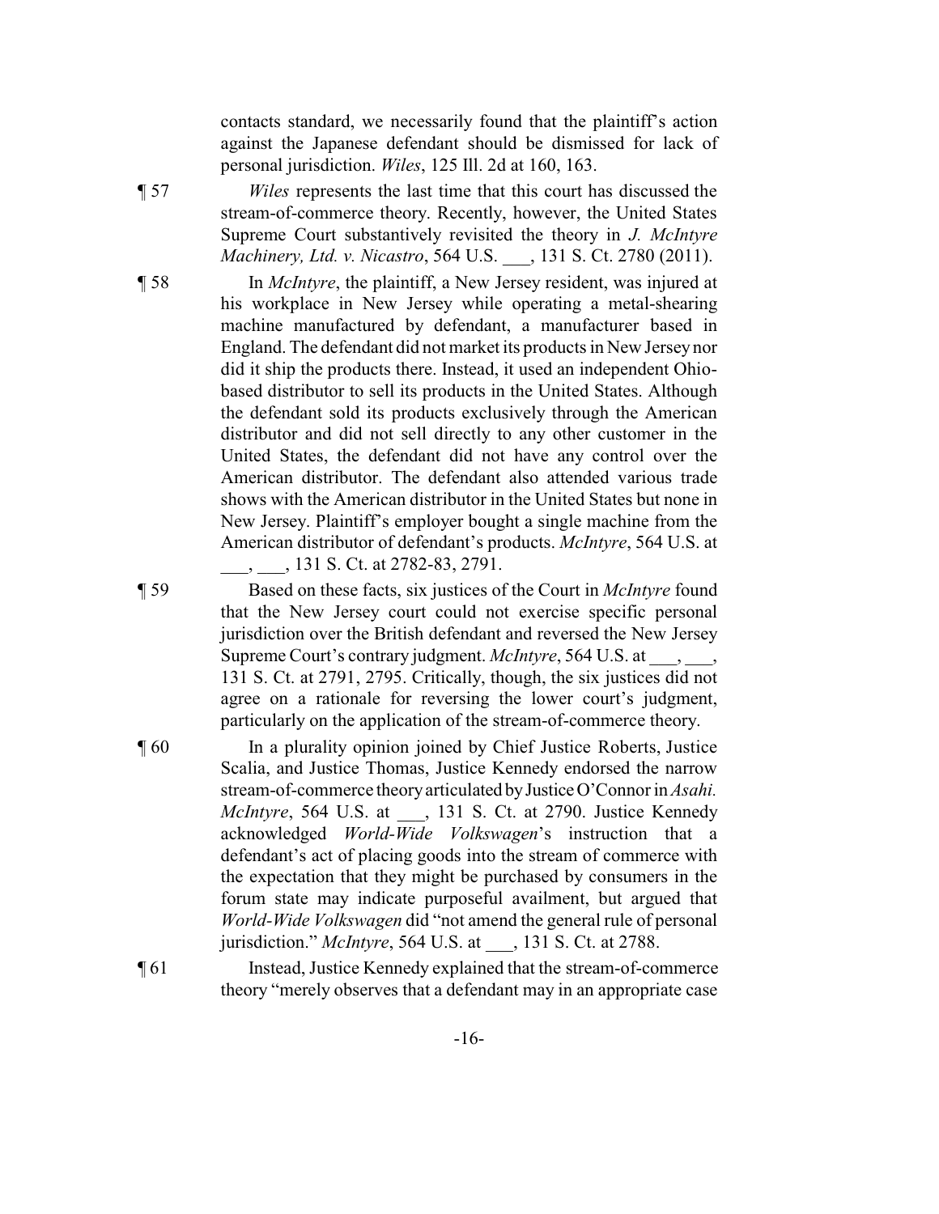contacts standard, we necessarily found that the plaintiff's action against the Japanese defendant should be dismissed for lack of personal jurisdiction. *Wiles*, 125 Ill. 2d at 160, 163.

¶ 57 *Wiles* represents the last time that this court has discussed the stream-of-commerce theory. Recently, however, the United States Supreme Court substantively revisited the theory in *J. McIntyre Machinery, Ltd. v. Nicastro*, 564 U.S. \_\_\_, 131 S. Ct. 2780 (2011).

¶ 58 In *McIntyre*, the plaintiff, a New Jersey resident, was injured at his workplace in New Jersey while operating a metal-shearing machine manufactured by defendant, a manufacturer based in England. The defendant did not market its products in New Jersey nor did it ship the products there. Instead, it used an independent Ohio-based distributor to sell its products in the United States. Although the defendant sold its products exclusively through the American distributor and did not sell directly to any other customer in the United States, the defendant did not have any control over the American distributor. The defendant also attended various trade shows with the American distributor in the United States but none in New Jersey. Plaintiff's employer bought a single machine from the American distributor of defendant's products. *McIntyre*, 564 U.S. at \_\_\_, \_\_\_, 131 S. Ct. at 2782-83, 2791.

¶ 59 Based on these facts, six justices of the Court in *McIntyre* found that the New Jersey court could not exercise specific personal jurisdiction over the British defendant and reversed the New Jersey Supreme Court's contrary judgment. *McIntyre*, 564 U.S. at \_\_\_, \_\_\_, 131 S. Ct. at 2791, 2795. Critically, though, the six justices did not agree on a rationale for reversing the lower court's judgment, particularly on the application of the stream-of-commerce theory.

¶ 60 In a plurality opinion joined by Chief Justice Roberts, Justice Scalia, and Justice Thomas, Justice Kennedy endorsed the narrow stream-of-commerce theory articulated by Justice O'Connor in *Asahi*. *McIntyre*, 564 U.S. at \_\_\_, 131 S. Ct. at 2790. Justice Kennedy acknowledged *World-Wide Volkswagen*'s instruction that a defendant's act of placing goods into the stream of commerce with the expectation that they might be purchased by consumers in the forum state may indicate purposeful availment, but argued that *World-Wide Volkswagen* did "not amend the general rule of personal jurisdiction." *McIntyre*, 564 U.S. at \_\_\_, 131 S. Ct. at 2788.

¶ 61 Instead, Justice Kennedy explained that the stream-of-commerce theory "merely observes that a defendant may in an appropriate case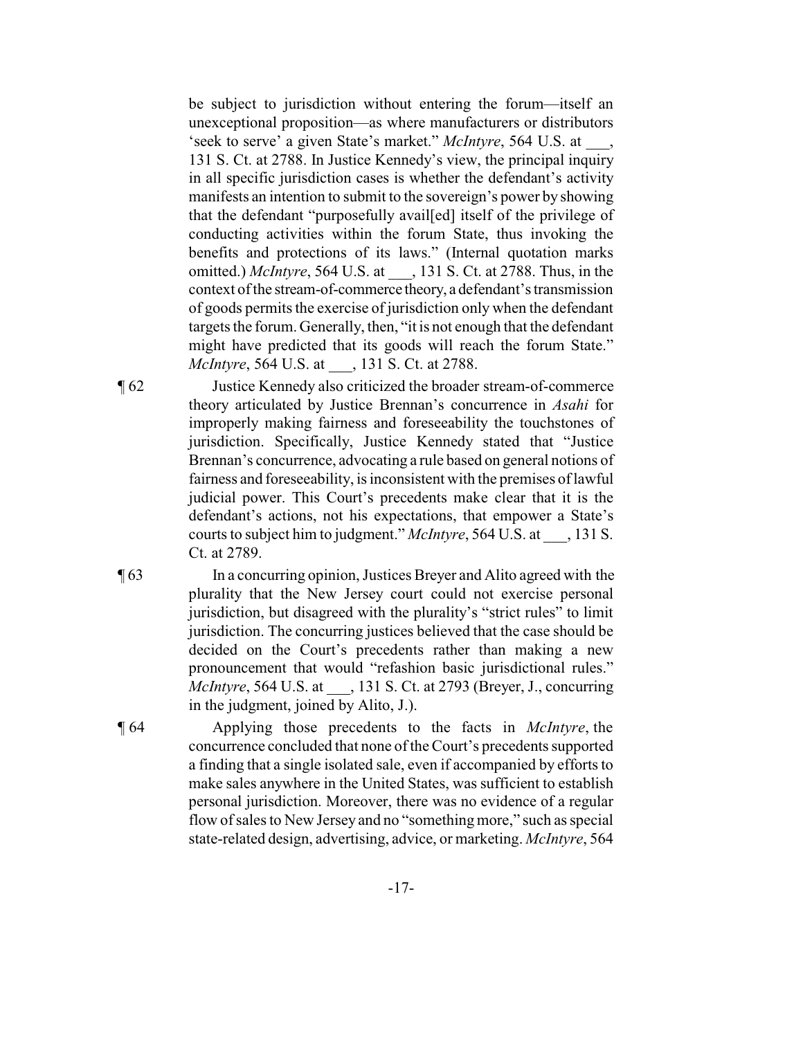be subject to jurisdiction without entering the forum—itself an unexceptional proposition—as where manufacturers or distributors 'seek to serve' a given State's market." *McIntyre*, 564 U.S. at ___, 131 S. Ct. at 2788. In Justice Kennedy's view, the principal inquiry in all specific jurisdiction cases is whether the defendant's activity manifests an intention to submit to the sovereign's power by showing that the defendant "purposefully avail[ed] itself of the privilege of conducting activities within the forum State, thus invoking the benefits and protections of its laws." (Internal quotation marks omitted.) *McIntyre*, 564 U.S. at ___, 131 S. Ct. at 2788. Thus, in the context of the stream-of-commerce theory, a defendant's transmission of goods permits the exercise of jurisdiction only when the defendant targets the forum. Generally, then, "it is not enough that the defendant might have predicted that its goods will reach the forum State." *McIntyre*, 564 U.S. at ___, 131 S. Ct. at 2788.

¶ 62 Justice Kennedy also criticized the broader stream-of-commerce theory articulated by Justice Brennan's concurrence in *Asahi* for improperly making fairness and foreseeability the touchstones of jurisdiction. Specifically, Justice Kennedy stated that "Justice Brennan's concurrence, advocating a rule based on general notions of fairness and foreseeability, is inconsistent with the premises of lawful judicial power. This Court's precedents make clear that it is the defendant's actions, not his expectations, that empower a State's courts to subject him to judgment." *McIntyre*, 564 U.S. at ___, 131 S. Ct. at 2789.

¶ 63 In a concurring opinion, Justices Breyer and Alito agreed with the plurality that the New Jersey court could not exercise personal jurisdiction, but disagreed with the plurality's "strict rules" to limit jurisdiction. The concurring justices believed that the case should be decided on the Court's precedents rather than making a new pronouncement that would "refashion basic jurisdictional rules." *McIntyre*, 564 U.S. at ___, 131 S. Ct. at 2793 (Breyer, J., concurring in the judgment, joined by Alito, J.).

¶ 64 Applying those precedents to the facts in *McIntyre*, the concurrence concluded that none of the Court's precedents supported a finding that a single isolated sale, even if accompanied by efforts to make sales anywhere in the United States, was sufficient to establish personal jurisdiction. Moreover, there was no evidence of a regular flow of sales to New Jersey and no "something more," such as special state-related design, advertising, advice, or marketing. *McIntyre*, 564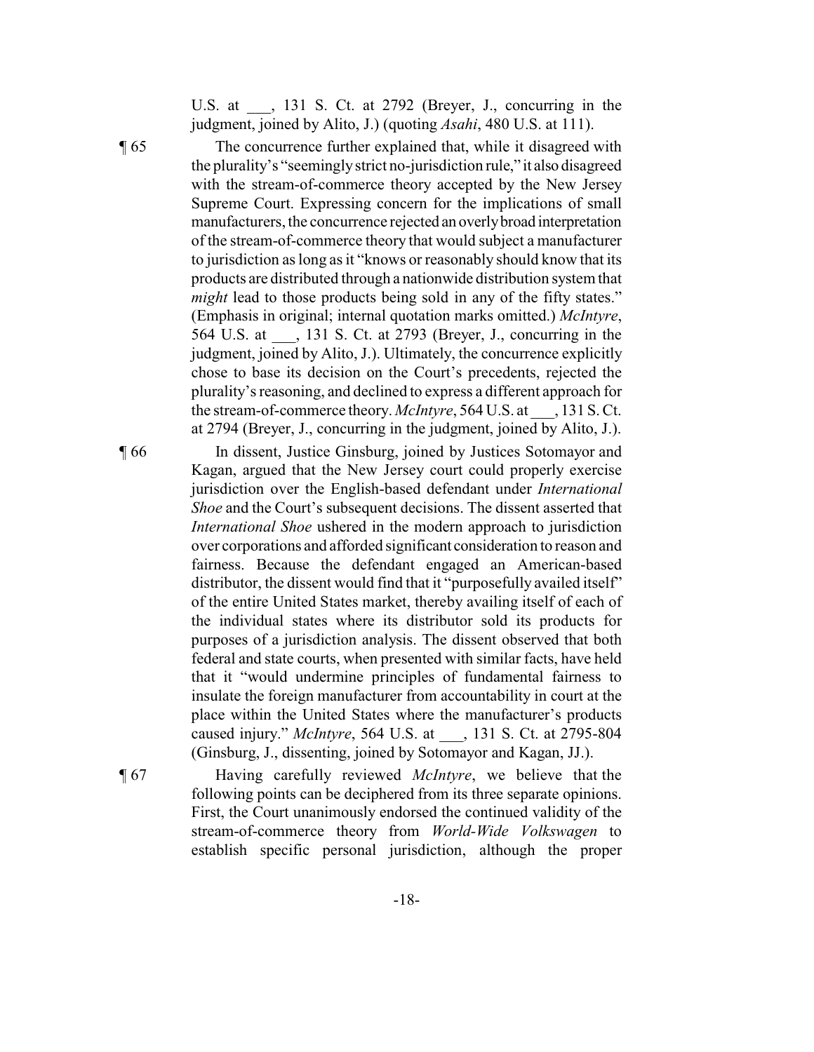U.S. at ___, 131 S. Ct. at 2792 (Breyer, J., concurring in the judgment, joined by Alito, J.) (quoting *Asahi*, 480 U.S. at 111).

¶ 65 The concurrence further explained that, while it disagreed with the plurality's "seemingly strict no-jurisdiction rule," it also disagreed with the stream-of-commerce theory accepted by the New Jersey Supreme Court. Expressing concern for the implications of small manufacturers, the concurrence rejected an overly broad interpretation of the stream-of-commerce theory that would subject a manufacturer to jurisdiction as long as it "knows or reasonably should know that its products are distributed through a nationwide distribution system that *might* lead to those products being sold in any of the fifty states." (Emphasis in original; internal quotation marks omitted.) *McIntyre*, 564 U.S. at ___, 131 S. Ct. at 2793 (Breyer, J., concurring in the judgment, joined by Alito, J.). Ultimately, the concurrence explicitly chose to base its decision on the Court's precedents, rejected the plurality's reasoning, and declined to express a different approach for the stream-of-commerce theory. *McIntyre*, 564 U.S. at ___, 131 S. Ct. at 2794 (Breyer, J., concurring in the judgment, joined by Alito, J.).

¶ 66 In dissent, Justice Ginsburg, joined by Justices Sotomayor and Kagan, argued that the New Jersey court could properly exercise jurisdiction over the English-based defendant under *International Shoe* and the Court's subsequent decisions. The dissent asserted that *International Shoe* ushered in the modern approach to jurisdiction over corporations and afforded significant consideration to reason and fairness. Because the defendant engaged an American-based distributor, the dissent would find that it "purposefully availed itself" of the entire United States market, thereby availing itself of each of the individual states where its distributor sold its products for purposes of a jurisdiction analysis. The dissent observed that both federal and state courts, when presented with similar facts, have held that it "would undermine principles of fundamental fairness to insulate the foreign manufacturer from accountability in court at the place within the United States where the manufacturer's products caused injury." *McIntyre*, 564 U.S. at ___, 131 S. Ct. at 2795-804 (Ginsburg, J., dissenting, joined by Sotomayor and Kagan, JJ.).

¶ 67 Having carefully reviewed *McIntyre*, we believe that the following points can be deciphered from its three separate opinions. First, the Court unanimously endorsed the continued validity of the stream-of-commerce theory from *World-Wide Volkswagen* to establish specific personal jurisdiction, although the proper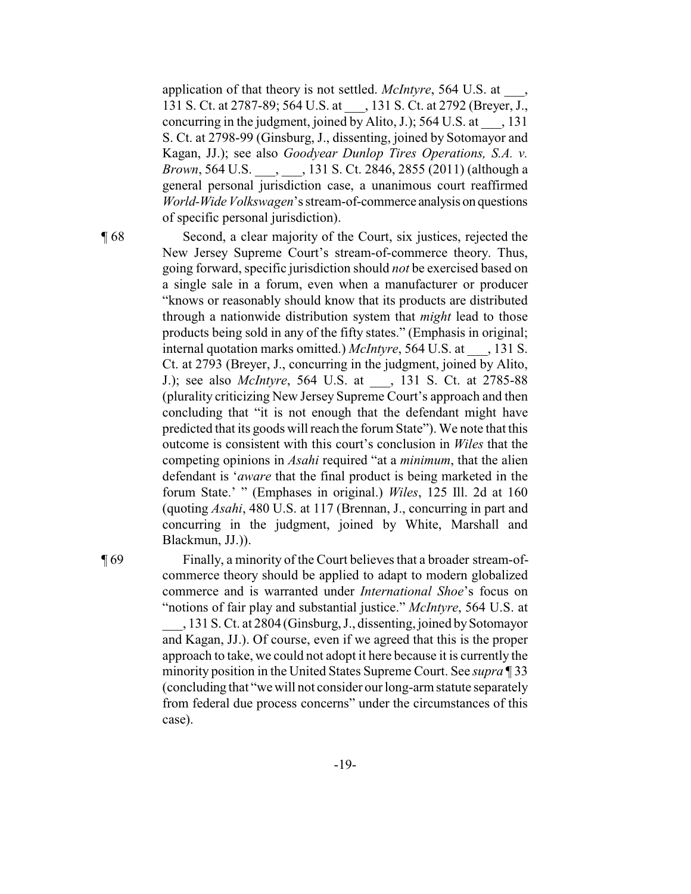application of that theory is not settled. *McIntyre*, 564 U.S. at ___, 131 S. Ct. at 2787-89; 564 U.S. at ___, 131 S. Ct. at 2792 (Breyer, J., concurring in the judgment, joined by Alito, J.); 564 U.S. at ___, 131 S. Ct. at 2798-99 (Ginsburg, J., dissenting, joined by Sotomayor and Kagan, JJ.); see also *Goodyear Dunlop Tires Operations, S.A. v. Brown*, 564 U.S. ___, ___, 131 S. Ct. 2846, 2855 (2011) (although a general personal jurisdiction case, a unanimous court reaffirmed *World-Wide Volkswagen*'s stream-of-commerce analysis on questions of specific personal jurisdiction).

¶ 68 Second, a clear majority of the Court, six justices, rejected the New Jersey Supreme Court's stream-of-commerce theory. Thus, going forward, specific jurisdiction should *not* be exercised based on a single sale in a forum, even when a manufacturer or producer "knows or reasonably should know that its products are distributed through a nationwide distribution system that *might* lead to those products being sold in any of the fifty states." (Emphasis in original; internal quotation marks omitted.) *McIntyre*, 564 U.S. at ___, 131 S. Ct. at 2793 (Breyer, J., concurring in the judgment, joined by Alito, J.); see also *McIntyre*, 564 U.S. at ___, 131 S. Ct. at 2785-88 (plurality criticizing New Jersey Supreme Court's approach and then concluding that "it is not enough that the defendant might have predicted that its goods will reach the forum State"). We note that this outcome is consistent with this court's conclusion in *Wiles* that the competing opinions in *Asahi* required "at a *minimum*, that the alien defendant is '*aware* that the final product is being marketed in the forum State.' " (Emphases in original.) *Wiles*, 125 Ill. 2d at 160 (quoting *Asahi*, 480 U.S. at 117 (Brennan, J., concurring in part and concurring in the judgment, joined by White, Marshall and Blackmun, JJ.)).

¶ 69 Finally, a minority of the Court believes that a broader stream-of-commerce theory should be applied to adapt to modern globalized commerce and is warranted under *International Shoe*'s focus on "notions of fair play and substantial justice." *McIntyre*, 564 U.S. at ___, 131 S. Ct. at 2804 (Ginsburg, J., dissenting, joined by Sotomayor and Kagan, JJ.). Of course, even if we agreed that this is the proper approach to take, we could not adopt it here because it is currently the minority position in the United States Supreme Court. See *supra* ¶ 33 (concluding that "we will not consider our long-arm statute separately from federal due process concerns" under the circumstances of this case).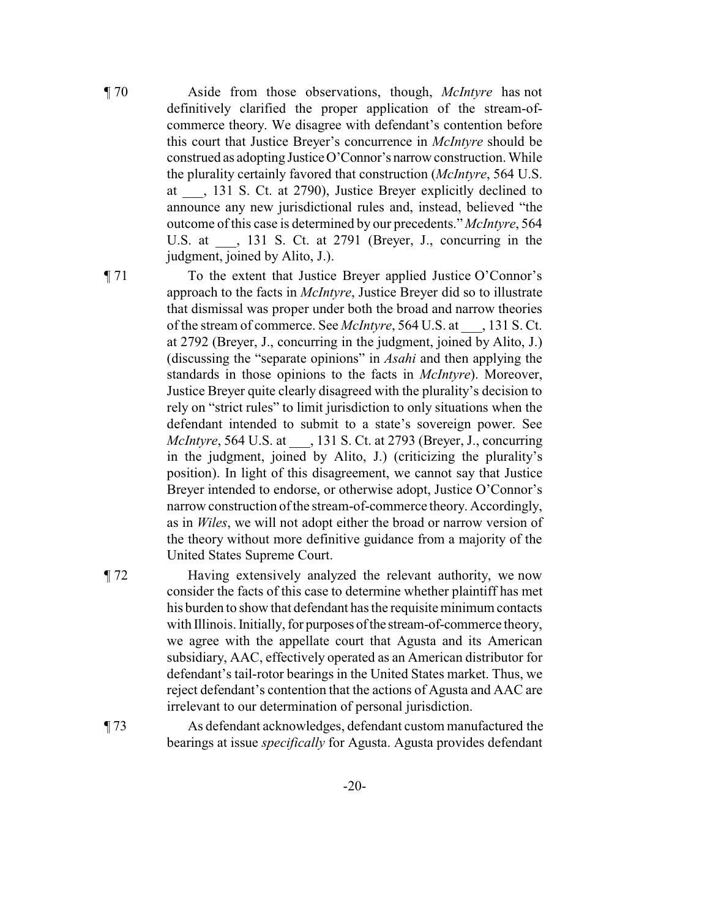¶ 70 Aside from those observations, though, *McIntyre* has not definitively clarified the proper application of the stream-of-commerce theory. We disagree with defendant's contention before this court that Justice Breyer's concurrence in *McIntyre* should be construed as adopting Justice O'Connor's narrow construction. While the plurality certainly favored that construction (*McIntyre*, 564 U.S. at ___, 131 S. Ct. at 2790), Justice Breyer explicitly declined to announce any new jurisdictional rules and, instead, believed "the outcome of this case is determined by our precedents." *McIntyre*, 564 U.S. at ___, 131 S. Ct. at 2791 (Breyer, J., concurring in the judgment, joined by Alito, J.).

¶ 71 To the extent that Justice Breyer applied Justice O'Connor's approach to the facts in *McIntyre*, Justice Breyer did so to illustrate that dismissal was proper under both the broad and narrow theories of the stream of commerce. See *McIntyre*, 564 U.S. at ___, 131 S. Ct. at 2792 (Breyer, J., concurring in the judgment, joined by Alito, J.) (discussing the "separate opinions" in *Asahi* and then applying the standards in those opinions to the facts in *McIntyre*). Moreover, Justice Breyer quite clearly disagreed with the plurality's decision to rely on "strict rules" to limit jurisdiction to only situations when the defendant intended to submit to a state's sovereign power. See *McIntyre*, 564 U.S. at ___, 131 S. Ct. at 2793 (Breyer, J., concurring in the judgment, joined by Alito, J.) (criticizing the plurality's position). In light of this disagreement, we cannot say that Justice Breyer intended to endorse, or otherwise adopt, Justice O'Connor's narrow construction of the stream-of-commerce theory. Accordingly, as in *Wiles*, we will not adopt either the broad or narrow version of the theory without more definitive guidance from a majority of the United States Supreme Court.

¶ 72 Having extensively analyzed the relevant authority, we now consider the facts of this case to determine whether plaintiff has met his burden to show that defendant has the requisite minimum contacts with Illinois. Initially, for purposes of the stream-of-commerce theory, we agree with the appellate court that Agusta and its American subsidiary, AAC, effectively operated as an American distributor for defendant's tail-rotor bearings in the United States market. Thus, we reject defendant's contention that the actions of Agusta and AAC are irrelevant to our determination of personal jurisdiction.

¶ 73 As defendant acknowledges, defendant custom manufactured the bearings at issue *specifically* for Agusta. Agusta provides defendant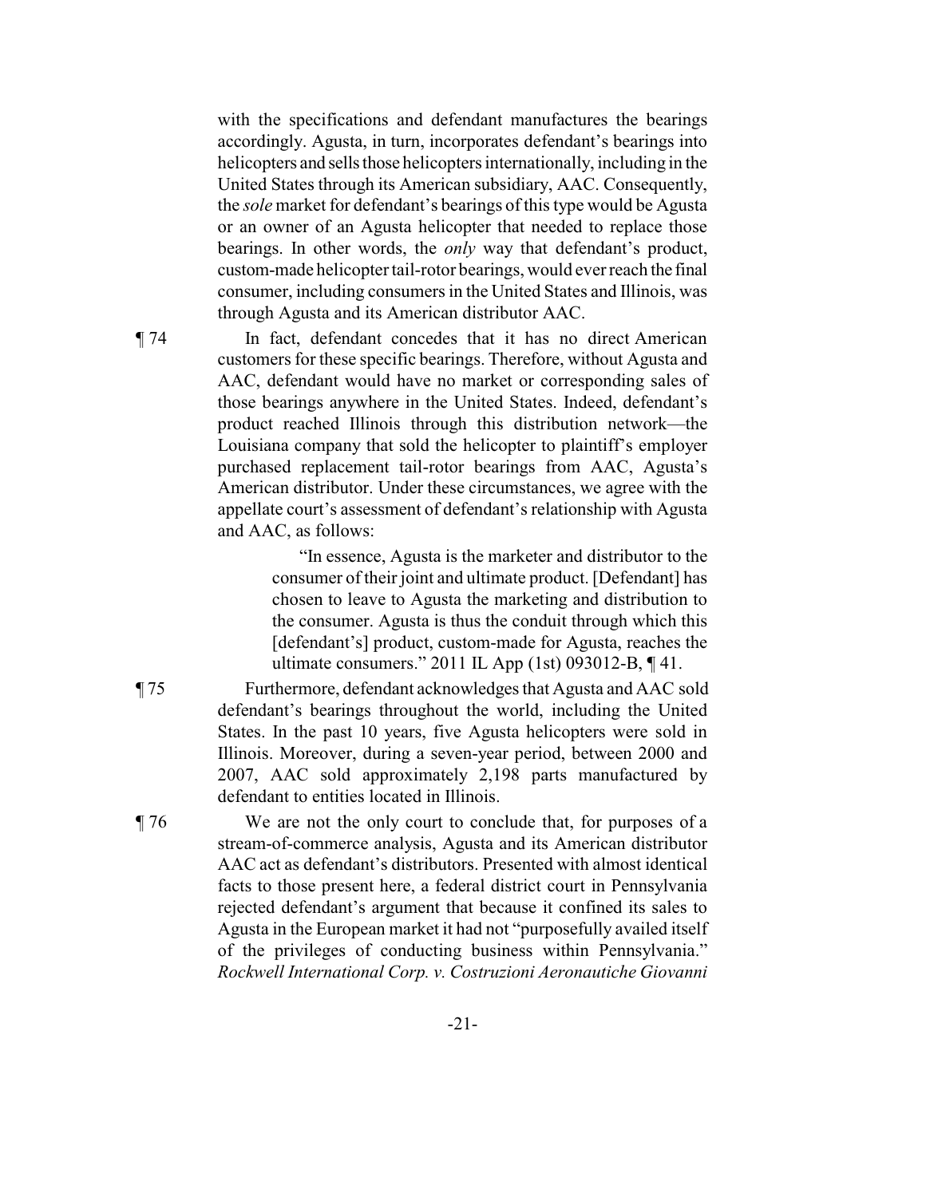with the specifications and defendant manufactures the bearings accordingly. Agusta, in turn, incorporates defendant's bearings into helicopters and sells those helicopters internationally, including in the United States through its American subsidiary, AAC. Consequently, the *sole* market for defendant's bearings of this type would be Agusta or an owner of an Agusta helicopter that needed to replace those bearings. In other words, the *only* way that defendant's product, custom-made helicopter tail-rotor bearings, would ever reach the final consumer, including consumers in the United States and Illinois, was through Agusta and its American distributor AAC.

¶ 74 In fact, defendant concedes that it has no direct American customers for these specific bearings. Therefore, without Agusta and AAC, defendant would have no market or corresponding sales of those bearings anywhere in the United States. Indeed, defendant's product reached Illinois through this distribution network—the Louisiana company that sold the helicopter to plaintiff's employer purchased replacement tail-rotor bearings from AAC, Agusta's American distributor. Under these circumstances, we agree with the appellate court's assessment of defendant's relationship with Agusta and AAC, as follows:

> "In essence, Agusta is the marketer and distributor to the consumer of their joint and ultimate product. [Defendant] has chosen to leave to Agusta the marketing and distribution to the consumer. Agusta is thus the conduit through which this [defendant's] product, custom-made for Agusta, reaches the ultimate consumers." 2011 IL App (1st) 093012-B, ¶ 41.

¶ 75 Furthermore, defendant acknowledges that Agusta and AAC sold defendant's bearings throughout the world, including the United States. In the past 10 years, five Agusta helicopters were sold in Illinois. Moreover, during a seven-year period, between 2000 and 2007, AAC sold approximately 2,198 parts manufactured by defendant to entities located in Illinois.

¶ 76 We are not the only court to conclude that, for purposes of a stream-of-commerce analysis, Agusta and its American distributor AAC act as defendant's distributors. Presented with almost identical facts to those present here, a federal district court in Pennsylvania rejected defendant's argument that because it confined its sales to Agusta in the European market it had not "purposefully availed itself of the privileges of conducting business within Pennsylvania." *Rockwell International Corp. v. Costruzioni Aeronautiche Giovanni*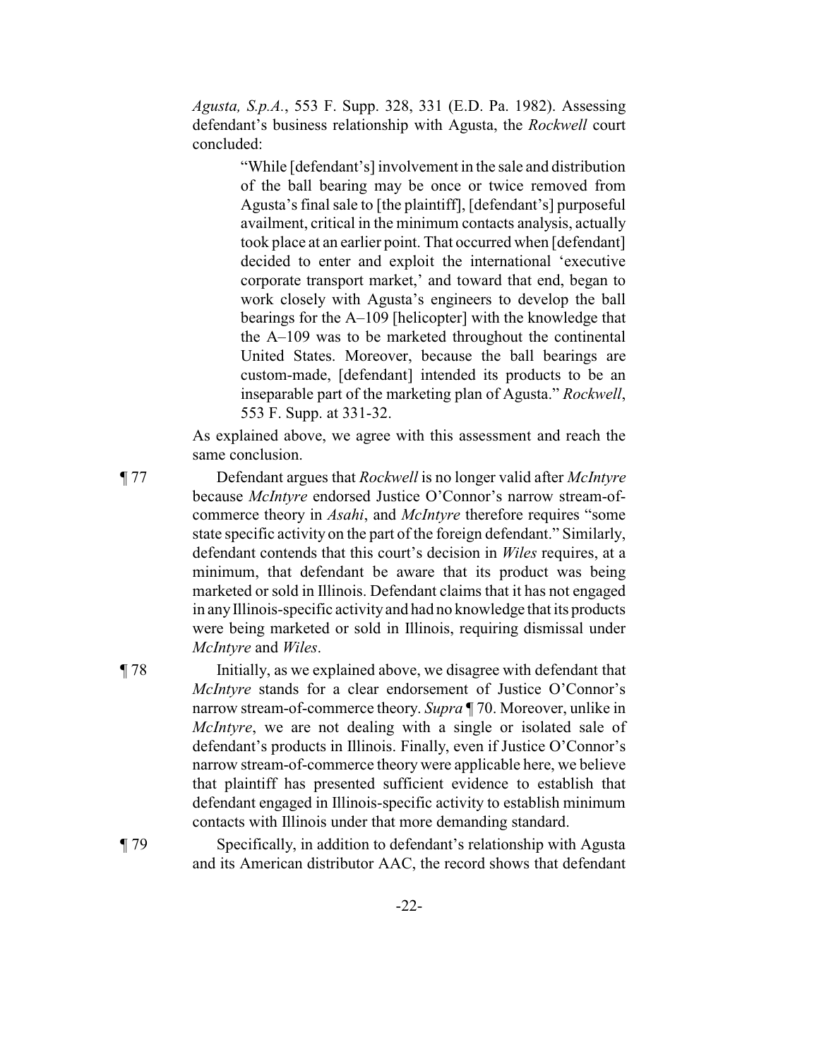*Agusta, S.p.A.*, 553 F. Supp. 328, 331 (E.D. Pa. 1982). Assessing defendant's business relationship with Agusta, the *Rockwell* court concluded:

> "While [defendant's] involvement in the sale and distribution of the ball bearing may be once or twice removed from Agusta's final sale to [the plaintiff], [defendant's] purposeful availment, critical in the minimum contacts analysis, actually took place at an earlier point. That occurred when [defendant] decided to enter and exploit the international 'executive corporate transport market,' and toward that end, began to work closely with Agusta's engineers to develop the ball bearings for the A–109 [helicopter] with the knowledge that the A–109 was to be marketed throughout the continental United States. Moreover, because the ball bearings are custom-made, [defendant] intended its products to be an inseparable part of the marketing plan of Agusta." *Rockwell*, 553 F. Supp. at 331-32.

As explained above, we agree with this assessment and reach the same conclusion.

¶ 77 Defendant argues that *Rockwell* is no longer valid after *McIntyre* because *McIntyre* endorsed Justice O'Connor's narrow stream-of-commerce theory in *Asahi*, and *McIntyre* therefore requires "some state specific activity on the part of the foreign defendant." Similarly, defendant contends that this court's decision in *Wiles* requires, at a minimum, that defendant be aware that its product was being marketed or sold in Illinois. Defendant claims that it has not engaged in any Illinois-specific activity and had no knowledge that its products were being marketed or sold in Illinois, requiring dismissal under *McIntyre* and *Wiles*.

¶ 78 Initially, as we explained above, we disagree with defendant that *McIntyre* stands for a clear endorsement of Justice O'Connor's narrow stream-of-commerce theory. *Supra* ¶ 70. Moreover, unlike in *McIntyre*, we are not dealing with a single or isolated sale of defendant's products in Illinois. Finally, even if Justice O'Connor's narrow stream-of-commerce theory were applicable here, we believe that plaintiff has presented sufficient evidence to establish that defendant engaged in Illinois-specific activity to establish minimum contacts with Illinois under that more demanding standard.

¶ 79 Specifically, in addition to defendant's relationship with Agusta and its American distributor AAC, the record shows that defendant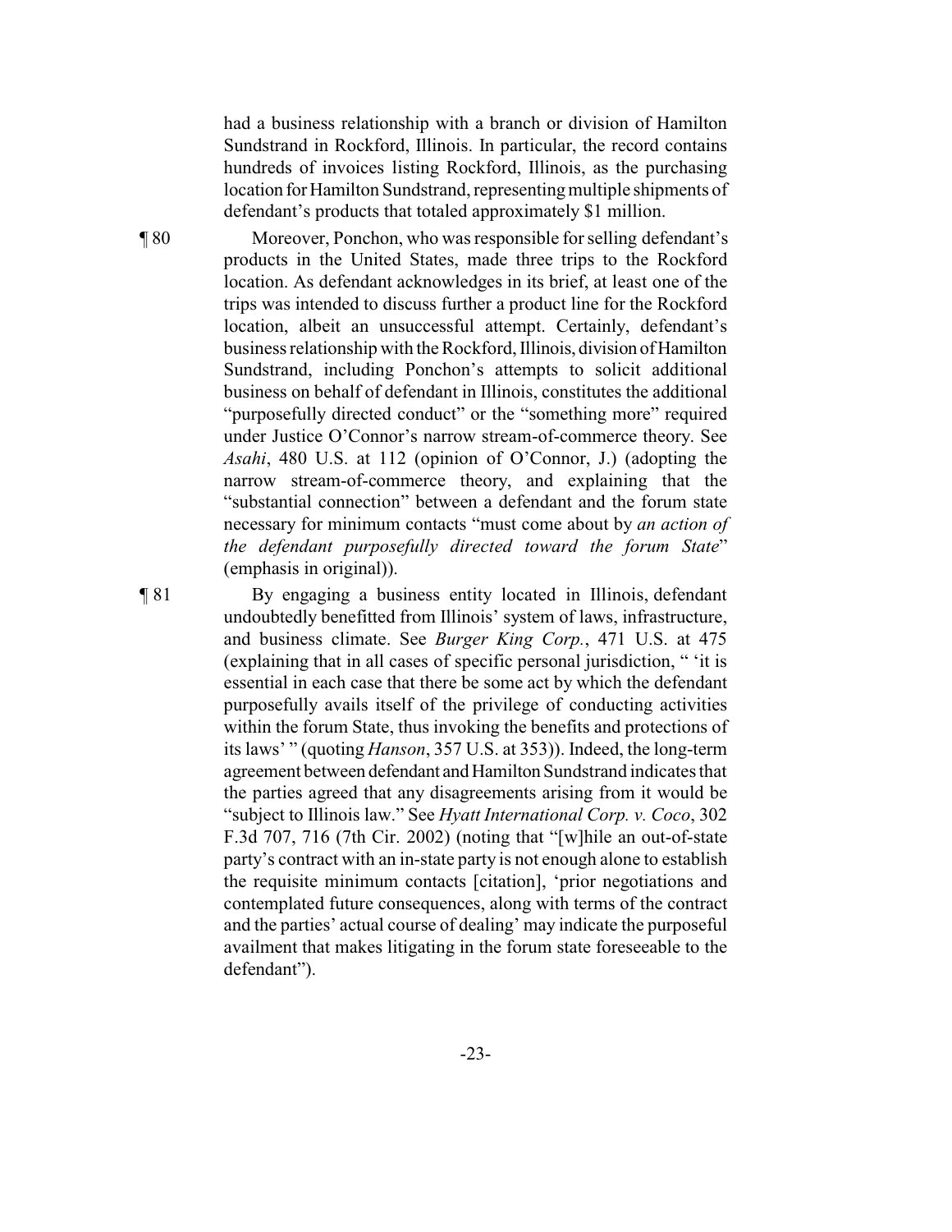had a business relationship with a branch or division of Hamilton Sundstrand in Rockford, Illinois. In particular, the record contains hundreds of invoices listing Rockford, Illinois, as the purchasing location for Hamilton Sundstrand, representing multiple shipments of defendant's products that totaled approximately $1 million.

¶ 80 Moreover, Ponchon, who was responsible for selling defendant's products in the United States, made three trips to the Rockford location. As defendant acknowledges in its brief, at least one of the trips was intended to discuss further a product line for the Rockford location, albeit an unsuccessful attempt. Certainly, defendant's business relationship with the Rockford, Illinois, division of Hamilton Sundstrand, including Ponchon's attempts to solicit additional business on behalf of defendant in Illinois, constitutes the additional "purposefully directed conduct" or the "something more" required under Justice O'Connor's narrow stream-of-commerce theory. See *Asahi*, 480 U.S. at 112 (opinion of O'Connor, J.) (adopting the narrow stream-of-commerce theory, and explaining that the "substantial connection" between a defendant and the forum state necessary for minimum contacts "must come about by *an action of the defendant purposefully directed toward the forum State*" (emphasis in original)).

¶ 81 By engaging a business entity located in Illinois, defendant undoubtedly benefitted from Illinois' system of laws, infrastructure, and business climate. See *Burger King Corp.*, 471 U.S. at 475 (explaining that in all cases of specific personal jurisdiction, " 'it is essential in each case that there be some act by which the defendant purposefully avails itself of the privilege of conducting activities within the forum State, thus invoking the benefits and protections of its laws' " (quoting *Hanson*, 357 U.S. at 353)). Indeed, the long-term agreement between defendant and Hamilton Sundstrand indicates that the parties agreed that any disagreements arising from it would be "subject to Illinois law." See *Hyatt International Corp. v. Coco*, 302 F.3d 707, 716 (7th Cir. 2002) (noting that "[w]hile an out-of-state party's contract with an in-state party is not enough alone to establish the requisite minimum contacts [citation], 'prior negotiations and contemplated future consequences, along with terms of the contract and the parties' actual course of dealing' may indicate the purposeful availment that makes litigating in the forum state foreseeable to the defendant").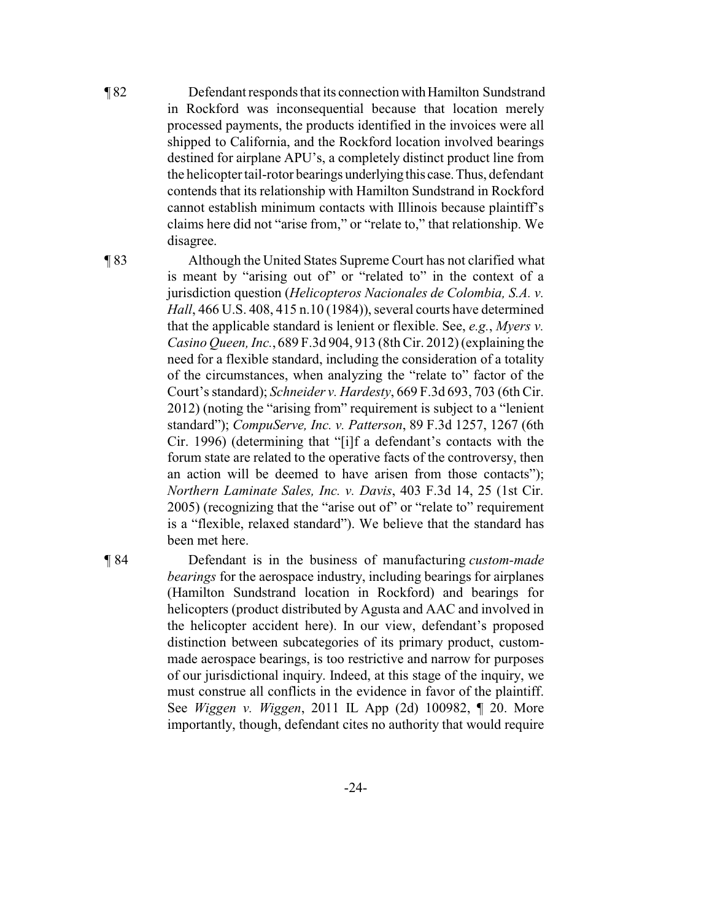¶ 82 Defendant responds that its connection with Hamilton Sundstrand in Rockford was inconsequential because that location merely processed payments, the products identified in the invoices were all shipped to California, and the Rockford location involved bearings destined for airplane APU's, a completely distinct product line from the helicopter tail-rotor bearings underlying this case. Thus, defendant contends that its relationship with Hamilton Sundstrand in Rockford cannot establish minimum contacts with Illinois because plaintiff's claims here did not "arise from," or "relate to," that relationship. We disagree.

¶ 83 Although the United States Supreme Court has not clarified what is meant by "arising out of" or "related to" in the context of a jurisdiction question (*Helicopteros Nacionales de Colombia, S.A. v. Hall*, 466 U.S. 408, 415 n.10 (1984)), several courts have determined that the applicable standard is lenient or flexible. See, *e.g.*, *Myers v. Casino Queen, Inc.*, 689 F.3d 904, 913 (8th Cir. 2012) (explaining the need for a flexible standard, including the consideration of a totality of the circumstances, when analyzing the "relate to" factor of the Court's standard); *Schneider v. Hardesty*, 669 F.3d 693, 703 (6th Cir. 2012) (noting the "arising from" requirement is subject to a "lenient standard"); *CompuServe, Inc. v. Patterson*, 89 F.3d 1257, 1267 (6th Cir. 1996) (determining that "[i]f a defendant's contacts with the forum state are related to the operative facts of the controversy, then an action will be deemed to have arisen from those contacts"); *Northern Laminate Sales, Inc. v. Davis*, 403 F.3d 14, 25 (1st Cir. 2005) (recognizing that the "arise out of" or "relate to" requirement is a "flexible, relaxed standard"). We believe that the standard has been met here.

¶ 84 Defendant is in the business of manufacturing *custom-made bearings* for the aerospace industry, including bearings for airplanes (Hamilton Sundstrand location in Rockford) and bearings for helicopters (product distributed by Agusta and AAC and involved in the helicopter accident here). In our view, defendant's proposed distinction between subcategories of its primary product, custom-made aerospace bearings, is too restrictive and narrow for purposes of our jurisdictional inquiry. Indeed, at this stage of the inquiry, we must construe all conflicts in the evidence in favor of the plaintiff. See *Wiggen v. Wiggen*, 2011 IL App (2d) 100982, ¶ 20. More importantly, though, defendant cites no authority that would require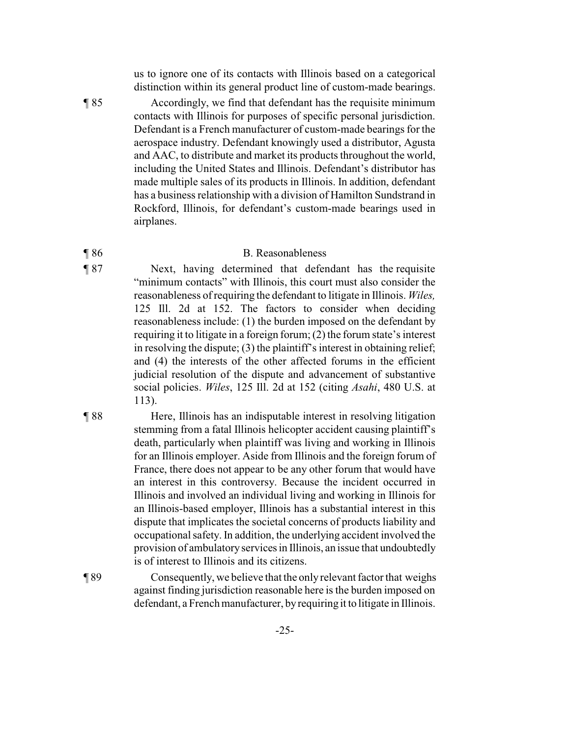us to ignore one of its contacts with Illinois based on a categorical distinction within its general product line of custom-made bearings.

¶ 85 Accordingly, we find that defendant has the requisite minimum contacts with Illinois for purposes of specific personal jurisdiction. Defendant is a French manufacturer of custom-made bearings for the aerospace industry. Defendant knowingly used a distributor, Agusta and AAC, to distribute and market its products throughout the world, including the United States and Illinois. Defendant's distributor has made multiple sales of its products in Illinois. In addition, defendant has a business relationship with a division of Hamilton Sundstrand in Rockford, Illinois, for defendant's custom-made bearings used in airplanes.

¶ 86 B. Reasonableness

¶ 87 Next, having determined that defendant has the requisite "minimum contacts" with Illinois, this court must also consider the reasonableness of requiring the defendant to litigate in Illinois. *Wiles,* 125 Ill. 2d at 152. The factors to consider when deciding reasonableness include: (1) the burden imposed on the defendant by requiring it to litigate in a foreign forum; (2) the forum state's interest in resolving the dispute; (3) the plaintiff's interest in obtaining relief; and (4) the interests of the other affected forums in the efficient judicial resolution of the dispute and advancement of substantive social policies. *Wiles*, 125 Ill. 2d at 152 (citing *Asahi*, 480 U.S. at 113).

¶ 88 Here, Illinois has an indisputable interest in resolving litigation stemming from a fatal Illinois helicopter accident causing plaintiff's death, particularly when plaintiff was living and working in Illinois for an Illinois employer. Aside from Illinois and the foreign forum of France, there does not appear to be any other forum that would have an interest in this controversy. Because the incident occurred in Illinois and involved an individual living and working in Illinois for an Illinois-based employer, Illinois has a substantial interest in this dispute that implicates the societal concerns of products liability and occupational safety. In addition, the underlying accident involved the provision of ambulatory services in Illinois, an issue that undoubtedly is of interest to Illinois and its citizens.

¶ 89 Consequently, we believe that the only relevant factor that weighs against finding jurisdiction reasonable here is the burden imposed on defendant, a French manufacturer, by requiring it to litigate in Illinois.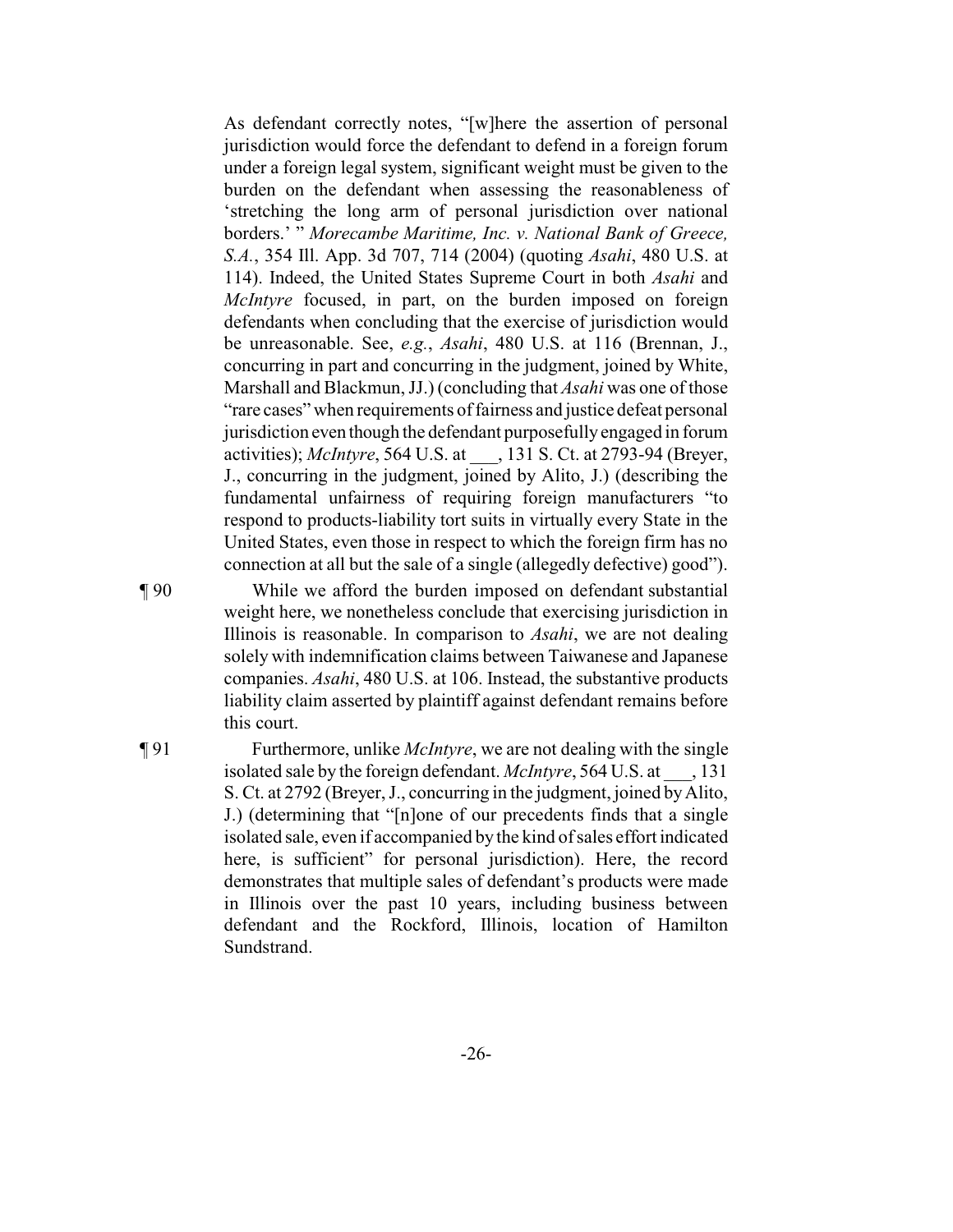As defendant correctly notes, "[w]here the assertion of personal jurisdiction would force the defendant to defend in a foreign forum under a foreign legal system, significant weight must be given to the burden on the defendant when assessing the reasonableness of 'stretching the long arm of personal jurisdiction over national borders.' " *Morecambe Maritime, Inc. v. National Bank of Greece, S.A.*, 354 Ill. App. 3d 707, 714 (2004) (quoting *Asahi*, 480 U.S. at 114). Indeed, the United States Supreme Court in both *Asahi* and *McIntyre* focused, in part, on the burden imposed on foreign defendants when concluding that the exercise of jurisdiction would be unreasonable. See, *e.g.*, *Asahi*, 480 U.S. at 116 (Brennan, J., concurring in part and concurring in the judgment, joined by White, Marshall and Blackmun, JJ.) (concluding that *Asahi* was one of those "rare cases" when requirements of fairness and justice defeat personal jurisdiction even though the defendant purposefully engaged in forum activities); *McIntyre*, 564 U.S. at ___, 131 S. Ct. at 2793-94 (Breyer, J., concurring in the judgment, joined by Alito, J.) (describing the fundamental unfairness of requiring foreign manufacturers "to respond to products-liability tort suits in virtually every State in the United States, even those in respect to which the foreign firm has no connection at all but the sale of a single (allegedly defective) good").

¶ 90 While we afford the burden imposed on defendant substantial weight here, we nonetheless conclude that exercising jurisdiction in Illinois is reasonable. In comparison to *Asahi*, we are not dealing solely with indemnification claims between Taiwanese and Japanese companies. *Asahi*, 480 U.S. at 106. Instead, the substantive products liability claim asserted by plaintiff against defendant remains before this court.

¶ 91 Furthermore, unlike *McIntyre*, we are not dealing with the single isolated sale by the foreign defendant. *McIntyre*, 564 U.S. at ___, 131 S. Ct. at 2792 (Breyer, J., concurring in the judgment, joined by Alito, J.) (determining that "[n]one of our precedents finds that a single isolated sale, even if accompanied by the kind of sales effort indicated here, is sufficient" for personal jurisdiction). Here, the record demonstrates that multiple sales of defendant's products were made in Illinois over the past 10 years, including business between defendant and the Rockford, Illinois, location of Hamilton Sundstrand.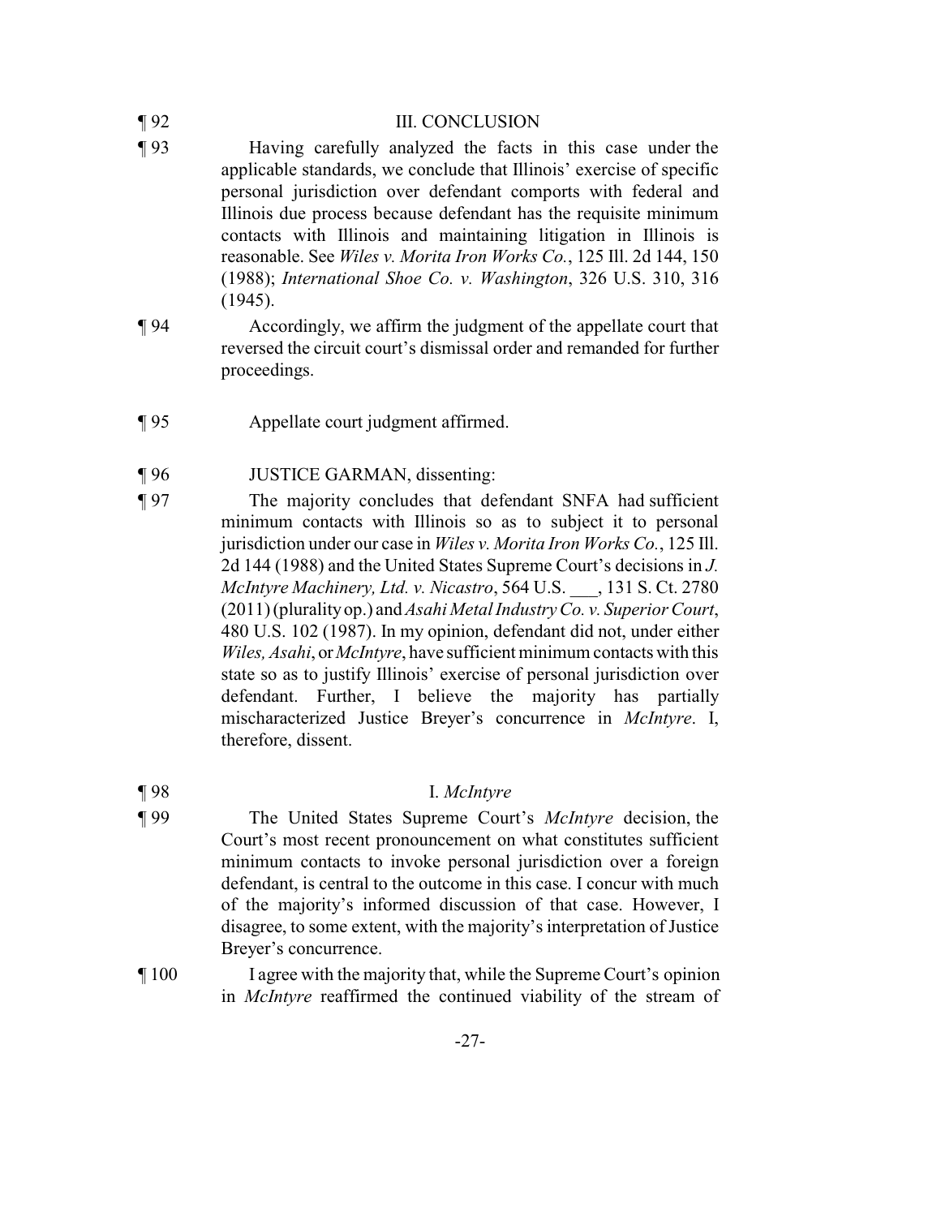¶ 92 III. CONCLUSION

¶ 93 Having carefully analyzed the facts in this case under the applicable standards, we conclude that Illinois' exercise of specific personal jurisdiction over defendant comports with federal and Illinois due process because defendant has the requisite minimum contacts with Illinois and maintaining litigation in Illinois is reasonable. See *Wiles v. Morita Iron Works Co.*, 125 Ill. 2d 144, 150 (1988); *International Shoe Co. v. Washington*, 326 U.S. 310, 316 (1945).

¶ 94 Accordingly, we affirm the judgment of the appellate court that reversed the circuit court's dismissal order and remanded for further proceedings.

¶ 95 Appellate court judgment affirmed.

¶ 96 JUSTICE GARMAN, dissenting:

¶ 97 The majority concludes that defendant SNFA had sufficient minimum contacts with Illinois so as to subject it to personal jurisdiction under our case in *Wiles v. Morita Iron Works Co.*, 125 Ill. 2d 144 (1988) and the United States Supreme Court's decisions in *J. McIntyre Machinery, Ltd. v. Nicastro*, 564 U.S. ___, 131 S. Ct. 2780 (2011) (plurality op.) and *Asahi Metal Industry Co. v. Superior Court*, 480 U.S. 102 (1987). In my opinion, defendant did not, under either *Wiles, Asahi*, or *McIntyre*, have sufficient minimum contacts with this state so as to justify Illinois' exercise of personal jurisdiction over defendant. Further, I believe the majority has partially mischaracterized Justice Breyer's concurrence in *McIntyre*. I, therefore, dissent.

¶ 98 I. *McIntyre*

¶ 99 The United States Supreme Court's *McIntyre* decision, the Court's most recent pronouncement on what constitutes sufficient minimum contacts to invoke personal jurisdiction over a foreign defendant, is central to the outcome in this case. I concur with much of the majority's informed discussion of that case. However, I disagree, to some extent, with the majority's interpretation of Justice Breyer's concurrence.

¶ 100 I agree with the majority that, while the Supreme Court's opinion in *McIntyre* reaffirmed the continued viability of the stream of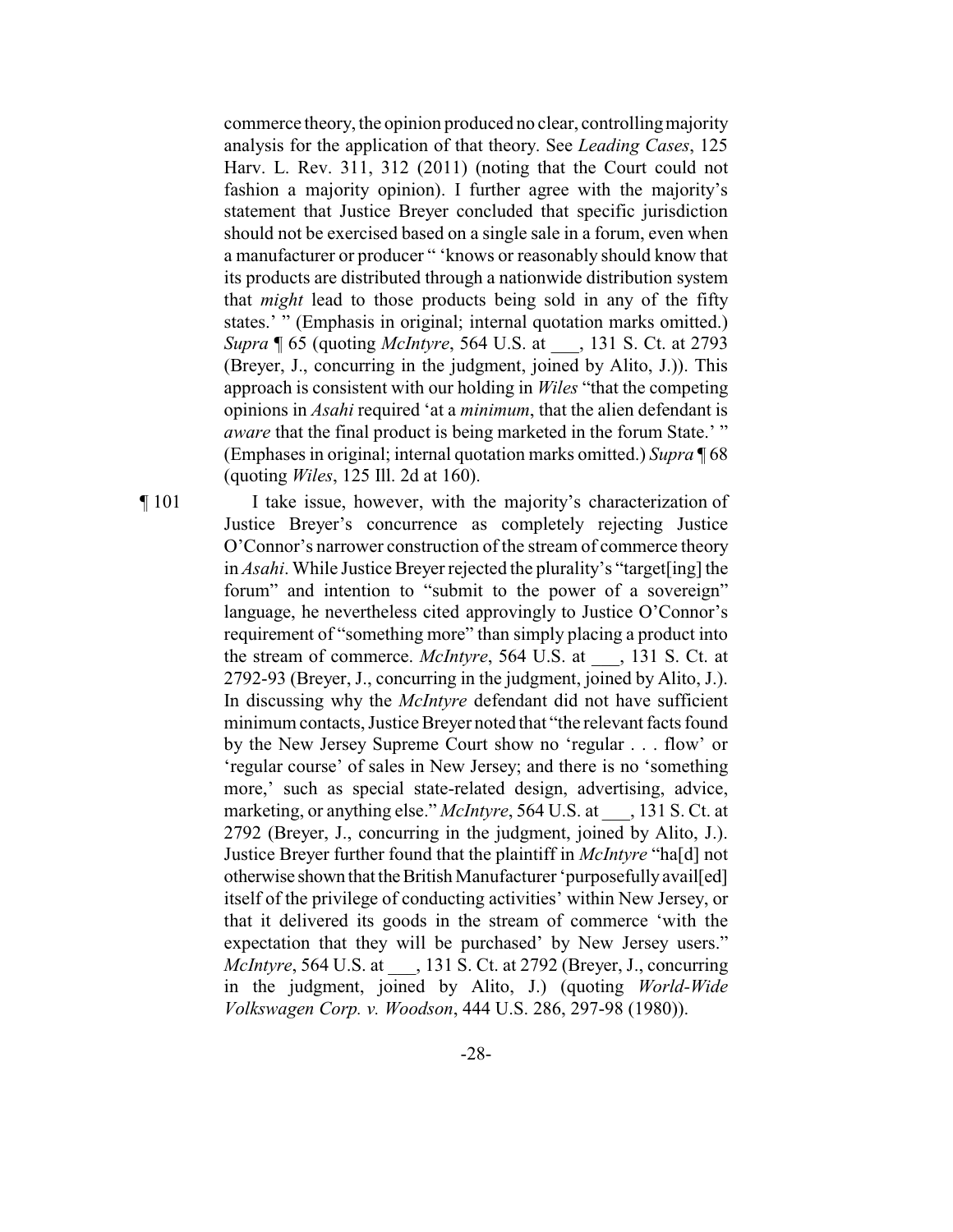commerce theory, the opinion produced no clear, controlling majority analysis for the application of that theory. See *Leading Cases*, 125 Harv. L. Rev. 311, 312 (2011) (noting that the Court could not fashion a majority opinion). I further agree with the majority's statement that Justice Breyer concluded that specific jurisdiction should not be exercised based on a single sale in a forum, even when a manufacturer or producer " 'knows or reasonably should know that its products are distributed through a nationwide distribution system that *might* lead to those products being sold in any of the fifty states.' " (Emphasis in original; internal quotation marks omitted.) *Supra* ¶ 65 (quoting *McIntyre*, 564 U.S. at ___, 131 S. Ct. at 2793 (Breyer, J., concurring in the judgment, joined by Alito, J.)). This approach is consistent with our holding in *Wiles* "that the competing opinions in *Asahi* required 'at a *minimum*, that the alien defendant is *aware* that the final product is being marketed in the forum State.' " (Emphases in original; internal quotation marks omitted.) *Supra* ¶ 68 (quoting *Wiles*, 125 Ill. 2d at 160).

¶ 101 I take issue, however, with the majority's characterization of Justice Breyer's concurrence as completely rejecting Justice O'Connor's narrower construction of the stream of commerce theory in *Asahi*. While Justice Breyer rejected the plurality's "target[ing] the forum" and intention to "submit to the power of a sovereign" language, he nevertheless cited approvingly to Justice O'Connor's requirement of "something more" than simply placing a product into the stream of commerce. *McIntyre*, 564 U.S. at ___, 131 S. Ct. at 2792-93 (Breyer, J., concurring in the judgment, joined by Alito, J.). In discussing why the *McIntyre* defendant did not have sufficient minimum contacts, Justice Breyer noted that "the relevant facts found by the New Jersey Supreme Court show no 'regular . . . flow' or 'regular course' of sales in New Jersey; and there is no 'something more,' such as special state-related design, advertising, advice, marketing, or anything else." *McIntyre*, 564 U.S. at ___, 131 S. Ct. at 2792 (Breyer, J., concurring in the judgment, joined by Alito, J.). Justice Breyer further found that the plaintiff in *McIntyre* "ha[d] not otherwise shown that the British Manufacturer 'purposefully avail[ed] itself of the privilege of conducting activities' within New Jersey, or that it delivered its goods in the stream of commerce 'with the expectation that they will be purchased' by New Jersey users." *McIntyre*, 564 U.S. at ___, 131 S. Ct. at 2792 (Breyer, J., concurring in the judgment, joined by Alito, J.) (quoting *World-Wide Volkswagen Corp. v. Woodson*, 444 U.S. 286, 297-98 (1980)).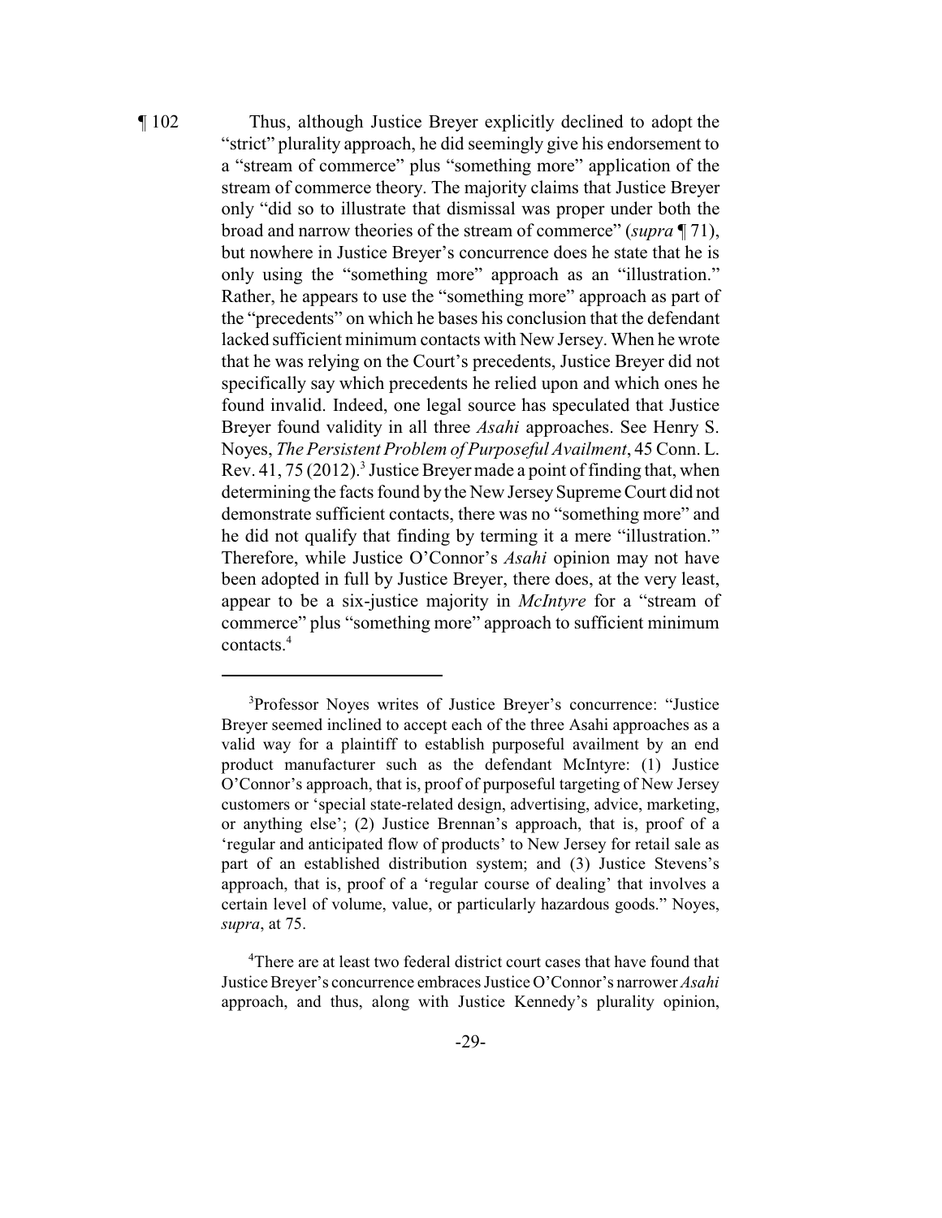¶ 102 Thus, although Justice Breyer explicitly declined to adopt the "strict" plurality approach, he did seemingly give his endorsement to a "stream of commerce" plus "something more" application of the stream of commerce theory. The majority claims that Justice Breyer only "did so to illustrate that dismissal was proper under both the broad and narrow theories of the stream of commerce" (*supra* ¶ 71), but nowhere in Justice Breyer's concurrence does he state that he is only using the "something more" approach as an "illustration." Rather, he appears to use the "something more" approach as part of the "precedents" on which he bases his conclusion that the defendant lacked sufficient minimum contacts with New Jersey. When he wrote that he was relying on the Court's precedents, Justice Breyer did not specifically say which precedents he relied upon and which ones he found invalid. Indeed, one legal source has speculated that Justice Breyer found validity in all three *Asahi* approaches. See Henry S. Noyes, *The Persistent Problem of Purposeful Availment*, 45 Conn. L. Rev. 41, 75 (2012).[3] Justice Breyer made a point of finding that, when determining the facts found by the New Jersey Supreme Court did not demonstrate sufficient contacts, there was no "something more" and he did not qualify that finding by terming it a mere "illustration." Therefore, while Justice O'Connor's *Asahi* opinion may not have been adopted in full by Justice Breyer, there does, at the very least, appear to be a six-justice majority in *McIntyre* for a "stream of commerce" plus "something more" approach to sufficient minimum contacts.[4]

---

[3]Professor Noyes writes of Justice Breyer's concurrence: "Justice Breyer seemed inclined to accept each of the three Asahi approaches as a valid way for a plaintiff to establish purposeful availment by an end product manufacturer such as the defendant McIntyre: (1) Justice O'Connor's approach, that is, proof of purposeful targeting of New Jersey customers or 'special state-related design, advertising, advice, marketing, or anything else'; (2) Justice Brennan's approach, that is, proof of a 'regular and anticipated flow of products' to New Jersey for retail sale as part of an established distribution system; and (3) Justice Stevens's approach, that is, proof of a 'regular course of dealing' that involves a certain level of volume, value, or particularly hazardous goods." Noyes, *supra*, at 75.

[4]There are at least two federal district court cases that have found that Justice Breyer's concurrence embraces Justice O'Connor's narrower *Asahi* approach, and thus, along with Justice Kennedy's plurality opinion,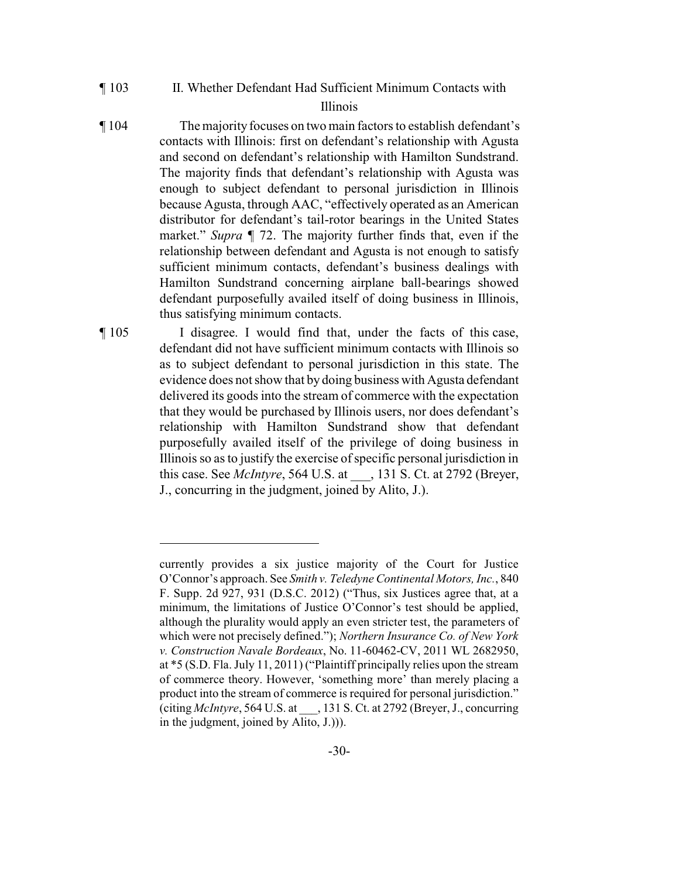¶ 103 II. Whether Defendant Had Sufficient Minimum Contacts with Illinois

¶ 104 The majority focuses on two main factors to establish defendant's contacts with Illinois: first on defendant's relationship with Agusta and second on defendant's relationship with Hamilton Sundstrand. The majority finds that defendant's relationship with Agusta was enough to subject defendant to personal jurisdiction in Illinois because Agusta, through AAC, "effectively operated as an American distributor for defendant's tail-rotor bearings in the United States market." *Supra* ¶ 72. The majority further finds that, even if the relationship between defendant and Agusta is not enough to satisfy sufficient minimum contacts, defendant's business dealings with Hamilton Sundstrand concerning airplane ball-bearings showed defendant purposefully availed itself of doing business in Illinois, thus satisfying minimum contacts.

¶ 105 I disagree. I would find that, under the facts of this case, defendant did not have sufficient minimum contacts with Illinois so as to subject defendant to personal jurisdiction in this state. The evidence does not show that by doing business with Agusta defendant delivered its goods into the stream of commerce with the expectation that they would be purchased by Illinois users, nor does defendant's relationship with Hamilton Sundstrand show that defendant purposefully availed itself of the privilege of doing business in Illinois so as to justify the exercise of specific personal jurisdiction in this case. See *McIntyre*, 564 U.S. at ___, 131 S. Ct. at 2792 (Breyer, J., concurring in the judgment, joined by Alito, J.).

---

currently provides a six justice majority of the Court for Justice O'Connor's approach. See *Smith v. Teledyne Continental Motors, Inc.*, 840 F. Supp. 2d 927, 931 (D.S.C. 2012) ("Thus, six Justices agree that, at a minimum, the limitations of Justice O'Connor's test should be applied, although the plurality would apply an even stricter test, the parameters of which were not precisely defined."); *Northern Insurance Co. of New York v. Construction Navale Bordeaux*, No. 11-60462-CV, 2011 WL 2682950, at *5 (S.D. Fla. July 11, 2011) ("Plaintiff principally relies upon the stream of commerce theory. However, 'something more' than merely placing a product into the stream of commerce is required for personal jurisdiction." (citing *McIntyre*, 564 U.S. at ___, 131 S. Ct. at 2792 (Breyer, J., concurring in the judgment, joined by Alito, J.))).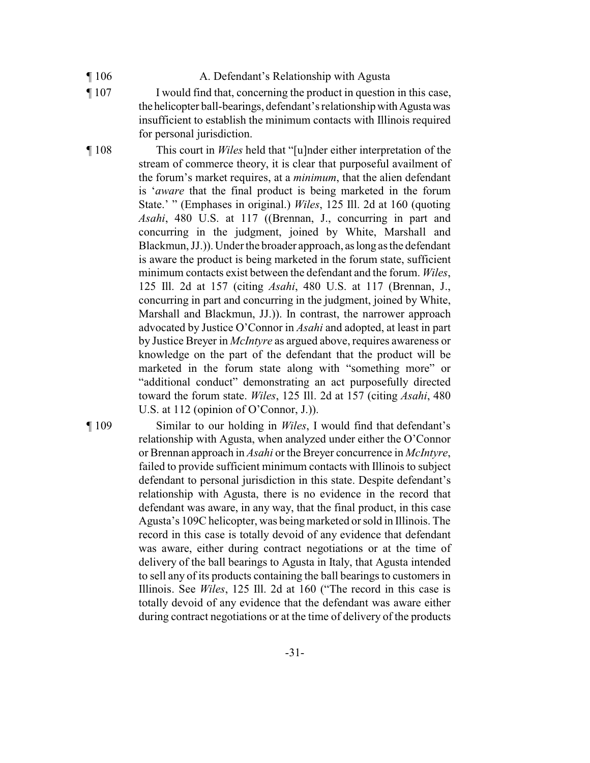¶ 106 A. Defendant's Relationship with Agusta

¶ 107 I would find that, concerning the product in question in this case, the helicopter ball-bearings, defendant's relationship with Agusta was insufficient to establish the minimum contacts with Illinois required for personal jurisdiction.

¶ 108 This court in *Wiles* held that "[u]nder either interpretation of the stream of commerce theory, it is clear that purposeful availment of the forum's market requires, at a *minimum*, that the alien defendant is '*aware* that the final product is being marketed in the forum State.' " (Emphases in original.) *Wiles*, 125 Ill. 2d at 160 (quoting *Asahi*, 480 U.S. at 117 ((Brennan, J., concurring in part and concurring in the judgment, joined by White, Marshall and Blackmun, JJ.)). Under the broader approach, as long as the defendant is aware the product is being marketed in the forum state, sufficient minimum contacts exist between the defendant and the forum. *Wiles*, 125 Ill. 2d at 157 (citing *Asahi*, 480 U.S. at 117 (Brennan, J., concurring in part and concurring in the judgment, joined by White, Marshall and Blackmun, JJ.)). In contrast, the narrower approach advocated by Justice O'Connor in *Asahi* and adopted, at least in part by Justice Breyer in *McIntyre* as argued above, requires awareness or knowledge on the part of the defendant that the product will be marketed in the forum state along with "something more" or "additional conduct" demonstrating an act purposefully directed toward the forum state. *Wiles*, 125 Ill. 2d at 157 (citing *Asahi*, 480 U.S. at 112 (opinion of O'Connor, J.)).

¶ 109 Similar to our holding in *Wiles*, I would find that defendant's relationship with Agusta, when analyzed under either the O'Connor or Brennan approach in *Asahi* or the Breyer concurrence in *McIntyre*, failed to provide sufficient minimum contacts with Illinois to subject defendant to personal jurisdiction in this state. Despite defendant's relationship with Agusta, there is no evidence in the record that defendant was aware, in any way, that the final product, in this case Agusta's 109C helicopter, was being marketed or sold in Illinois. The record in this case is totally devoid of any evidence that defendant was aware, either during contract negotiations or at the time of delivery of the ball bearings to Agusta in Italy, that Agusta intended to sell any of its products containing the ball bearings to customers in Illinois. See *Wiles*, 125 Ill. 2d at 160 ("The record in this case is totally devoid of any evidence that the defendant was aware either during contract negotiations or at the time of delivery of the products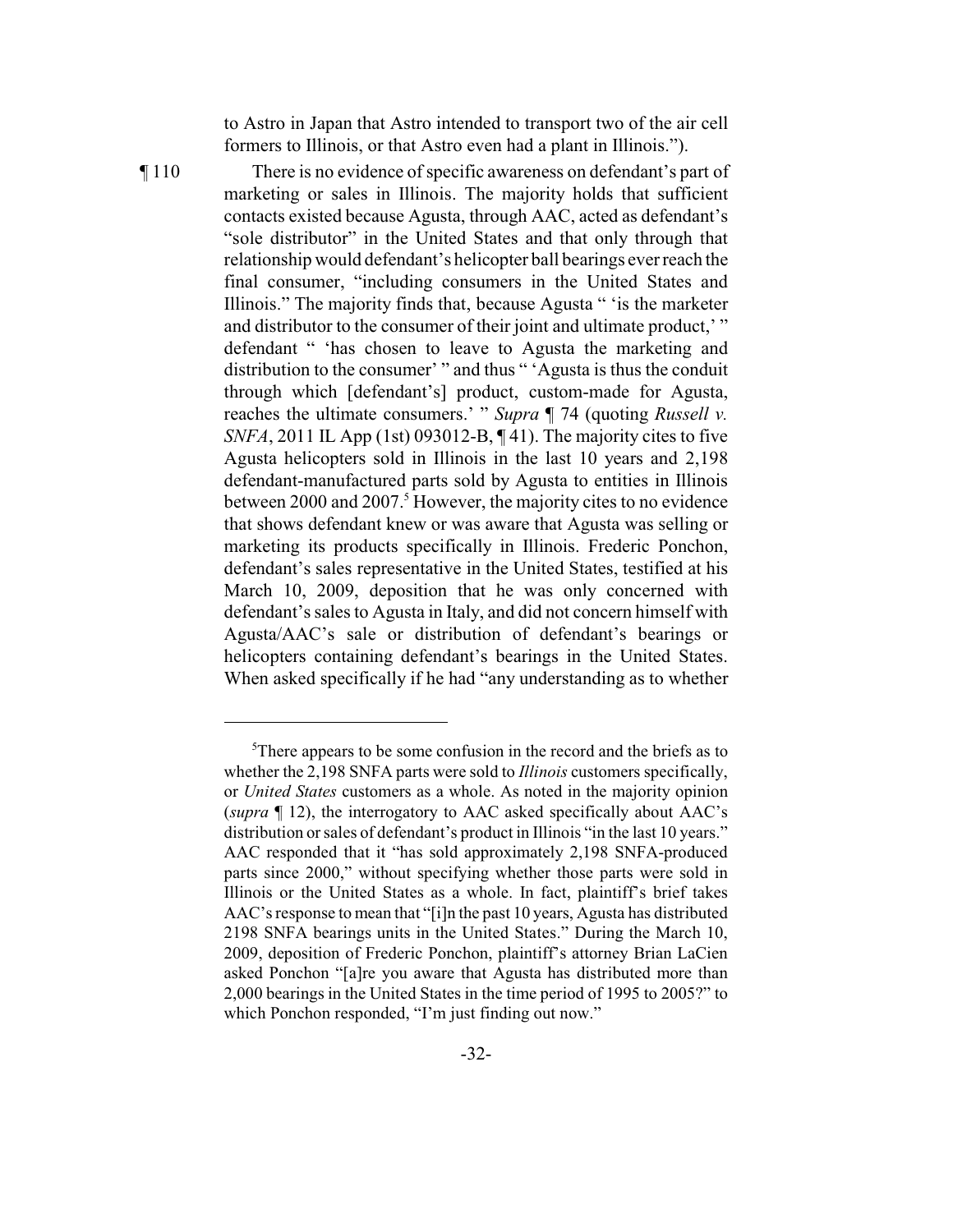to Astro in Japan that Astro intended to transport two of the air cell formers to Illinois, or that Astro even had a plant in Illinois.").

¶ 110 There is no evidence of specific awareness on defendant's part of marketing or sales in Illinois. The majority holds that sufficient contacts existed because Agusta, through AAC, acted as defendant's "sole distributor" in the United States and that only through that relationship would defendant's helicopter ball bearings ever reach the final consumer, "including consumers in the United States and Illinois." The majority finds that, because Agusta " 'is the marketer and distributor to the consumer of their joint and ultimate product,' " defendant " 'has chosen to leave to Agusta the marketing and distribution to the consumer' " and thus " 'Agusta is thus the conduit through which [defendant's] product, custom-made for Agusta, reaches the ultimate consumers.' " *Supra* ¶ 74 (quoting *Russell v. SNFA*, 2011 IL App (1st) 093012-B, ¶ 41). The majority cites to five Agusta helicopters sold in Illinois in the last 10 years and 2,198 defendant-manufactured parts sold by Agusta to entities in Illinois between 2000 and 2007.[5] However, the majority cites to no evidence that shows defendant knew or was aware that Agusta was selling or marketing its products specifically in Illinois. Frederic Ponchon, defendant's sales representative in the United States, testified at his March 10, 2009, deposition that he was only concerned with defendant's sales to Agusta in Italy, and did not concern himself with Agusta/AAC's sale or distribution of defendant's bearings or helicopters containing defendant's bearings in the United States. When asked specifically if he had "any understanding as to whether

---

[5]There appears to be some confusion in the record and the briefs as to whether the 2,198 SNFA parts were sold to *Illinois* customers specifically, or *United States* customers as a whole. As noted in the majority opinion (*supra* ¶ 12), the interrogatory to AAC asked specifically about AAC's distribution or sales of defendant's product in Illinois "in the last 10 years." AAC responded that it "has sold approximately 2,198 SNFA-produced parts since 2000," without specifying whether those parts were sold in Illinois or the United States as a whole. In fact, plaintiff's brief takes AAC's response to mean that "[i]n the past 10 years, Agusta has distributed 2198 SNFA bearings units in the United States." During the March 10, 2009, deposition of Frederic Ponchon, plaintiff's attorney Brian LaCien asked Ponchon "[a]re you aware that Agusta has distributed more than 2,000 bearings in the United States in the time period of 1995 to 2005?" to which Ponchon responded, "I'm just finding out now."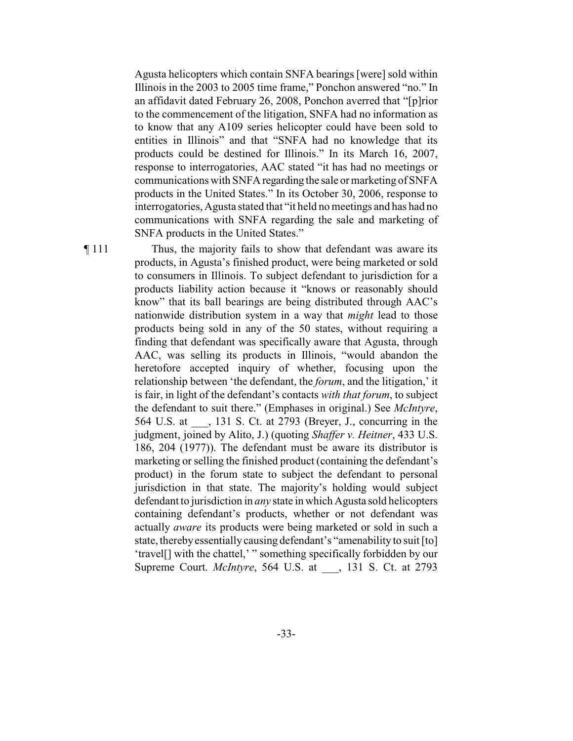Agusta helicopters which contain SNFA bearings [were] sold within Illinois in the 2003 to 2005 time frame," Ponchon answered "no." In an affidavit dated February 26, 2008, Ponchon averred that "[p]rior to the commencement of the litigation, SNFA had no information as to know that any A109 series helicopter could have been sold to entities in Illinois" and that "SNFA had no knowledge that its products could be destined for Illinois." In its March 16, 2007, response to interrogatories, AAC stated "it has had no meetings or communications with SNFA regarding the sale or marketing of SNFA products in the United States." In its October 30, 2006, response to interrogatories, Agusta stated that "it held no meetings and has had no communications with SNFA regarding the sale and marketing of SNFA products in the United States."

¶ 111 Thus, the majority fails to show that defendant was aware its products, in Agusta's finished product, were being marketed or sold to consumers in Illinois. To subject defendant to jurisdiction for a products liability action because it "knows or reasonably should know" that its ball bearings are being distributed through AAC's nationwide distribution system in a way that *might* lead to those products being sold in any of the 50 states, without requiring a finding that defendant was specifically aware that Agusta, through AAC, was selling its products in Illinois, "would abandon the heretofore accepted inquiry of whether, focusing upon the relationship between 'the defendant, the *forum*, and the litigation,' it is fair, in light of the defendant's contacts *with that forum*, to subject the defendant to suit there." (Emphases in original.) See *McIntyre*, 564 U.S. at ___, 131 S. Ct. at 2793 (Breyer, J., concurring in the judgment, joined by Alito, J.) (quoting *Shaffer v. Heitner*, 433 U.S. 186, 204 (1977)). The defendant must be aware its distributor is marketing or selling the finished product (containing the defendant's product) in the forum state to subject the defendant to personal jurisdiction in that state. The majority's holding would subject defendant to jurisdiction in *any* state in which Agusta sold helicopters containing defendant's products, whether or not defendant was actually *aware* its products were being marketed or sold in such a state, thereby essentially causing defendant's "amenability to suit [to] 'travel[] with the chattel,' " something specifically forbidden by our Supreme Court. *McIntyre*, 564 U.S. at ___, 131 S. Ct. at 2793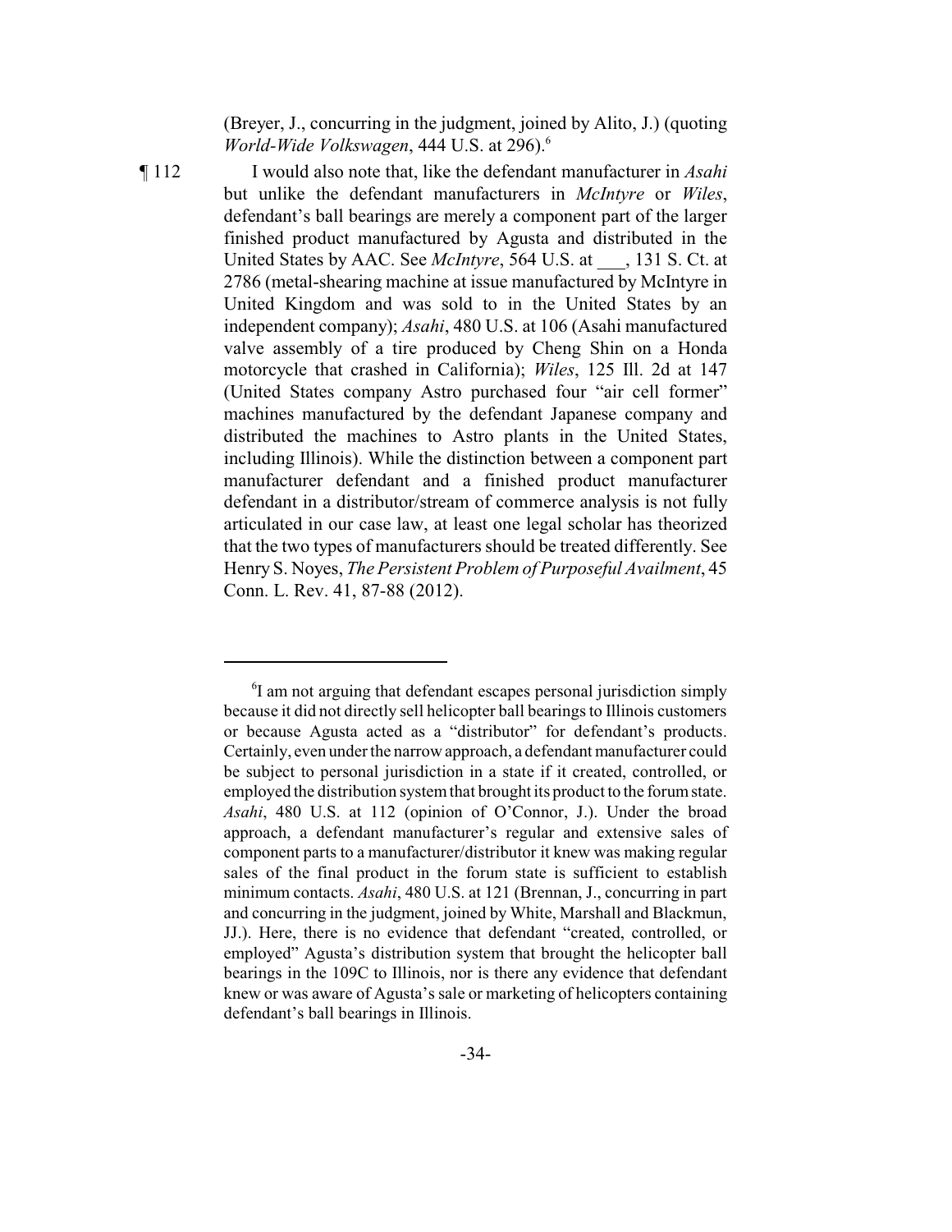(Breyer, J., concurring in the judgment, joined by Alito, J.) (quoting *World-Wide Volkswagen*, 444 U.S. at 296).[6]

¶ 112 I would also note that, like the defendant manufacturer in *Asahi* but unlike the defendant manufacturers in *McIntyre* or *Wiles*, defendant's ball bearings are merely a component part of the larger finished product manufactured by Agusta and distributed in the United States by AAC. See *McIntyre*, 564 U.S. at ___, 131 S. Ct. at 2786 (metal-shearing machine at issue manufactured by McIntyre in United Kingdom and was sold to in the United States by an independent company); *Asahi*, 480 U.S. at 106 (Asahi manufactured valve assembly of a tire produced by Cheng Shin on a Honda motorcycle that crashed in California); *Wiles*, 125 Ill. 2d at 147 (United States company Astro purchased four "air cell former" machines manufactured by the defendant Japanese company and distributed the machines to Astro plants in the United States, including Illinois). While the distinction between a component part manufacturer defendant and a finished product manufacturer defendant in a distributor/stream of commerce analysis is not fully articulated in our case law, at least one legal scholar has theorized that the two types of manufacturers should be treated differently. See Henry S. Noyes, *The Persistent Problem of Purposeful Availment*, 45 Conn. L. Rev. 41, 87-88 (2012).

---

[6] I am not arguing that defendant escapes personal jurisdiction simply because it did not directly sell helicopter ball bearings to Illinois customers or because Agusta acted as a "distributor" for defendant's products. Certainly, even under the narrow approach, a defendant manufacturer could be subject to personal jurisdiction in a state if it created, controlled, or employed the distribution system that brought its product to the forum state. *Asahi*, 480 U.S. at 112 (opinion of O'Connor, J.). Under the broad approach, a defendant manufacturer's regular and extensive sales of component parts to a manufacturer/distributor it knew was making regular sales of the final product in the forum state is sufficient to establish minimum contacts. *Asahi*, 480 U.S. at 121 (Brennan, J., concurring in part and concurring in the judgment, joined by White, Marshall and Blackmun, JJ.). Here, there is no evidence that defendant "created, controlled, or employed" Agusta's distribution system that brought the helicopter ball bearings in the 109C to Illinois, nor is there any evidence that defendant knew or was aware of Agusta's sale or marketing of helicopters containing defendant's ball bearings in Illinois.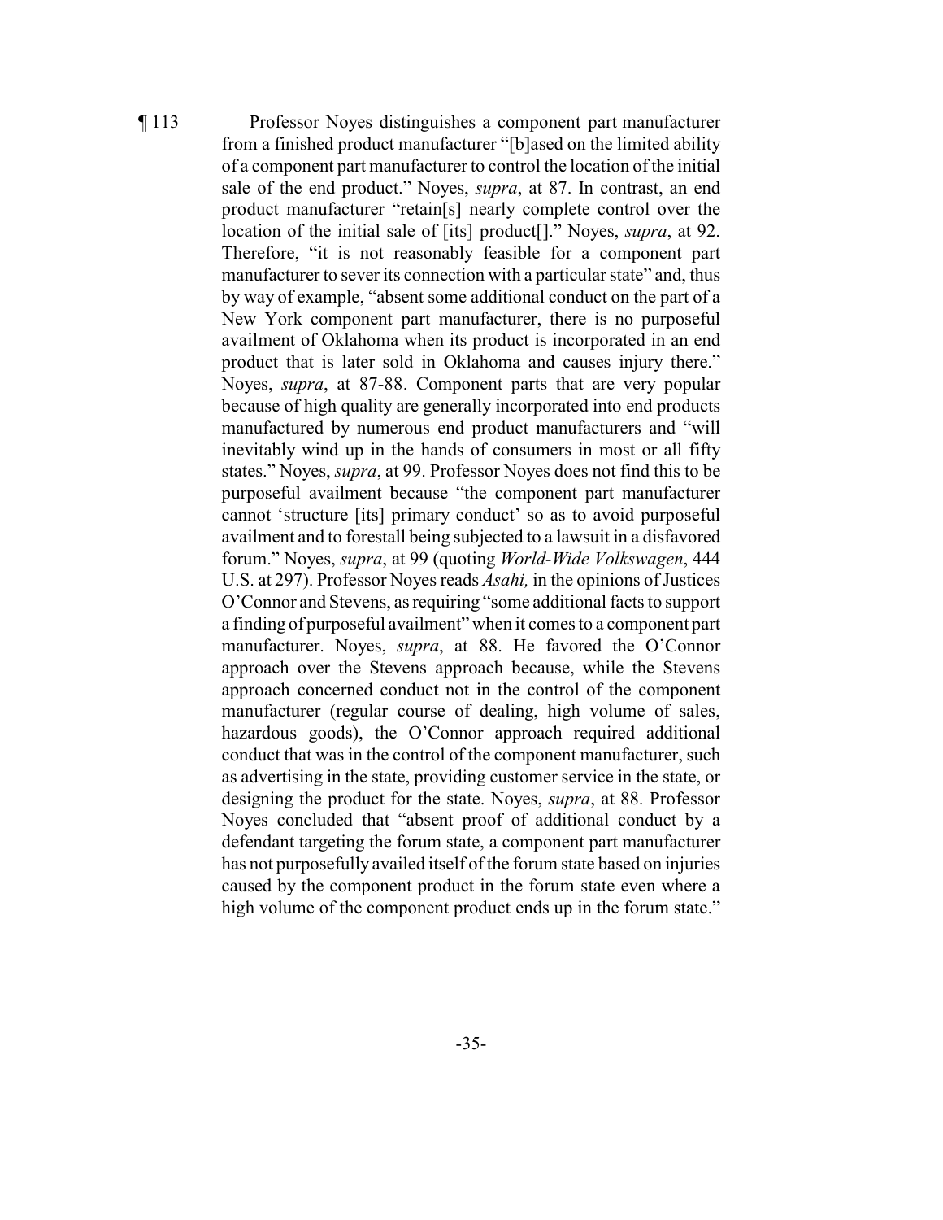¶ 113 Professor Noyes distinguishes a component part manufacturer from a finished product manufacturer "[b]ased on the limited ability of a component part manufacturer to control the location of the initial sale of the end product." Noyes, *supra*, at 87. In contrast, an end product manufacturer "retain[s] nearly complete control over the location of the initial sale of [its] product[]." Noyes, *supra*, at 92. Therefore, "it is not reasonably feasible for a component part manufacturer to sever its connection with a particular state" and, thus by way of example, "absent some additional conduct on the part of a New York component part manufacturer, there is no purposeful availment of Oklahoma when its product is incorporated in an end product that is later sold in Oklahoma and causes injury there." Noyes, *supra*, at 87-88. Component parts that are very popular because of high quality are generally incorporated into end products manufactured by numerous end product manufacturers and "will inevitably wind up in the hands of consumers in most or all fifty states." Noyes, *supra*, at 99. Professor Noyes does not find this to be purposeful availment because "the component part manufacturer cannot 'structure [its] primary conduct' so as to avoid purposeful availment and to forestall being subjected to a lawsuit in a disfavored forum." Noyes, *supra*, at 99 (quoting *World-Wide Volkswagen*, 444 U.S. at 297). Professor Noyes reads *Asahi,* in the opinions of Justices O'Connor and Stevens, as requiring "some additional facts to support a finding of purposeful availment" when it comes to a component part manufacturer. Noyes, *supra*, at 88. He favored the O'Connor approach over the Stevens approach because, while the Stevens approach concerned conduct not in the control of the component manufacturer (regular course of dealing, high volume of sales, hazardous goods), the O'Connor approach required additional conduct that was in the control of the component manufacturer, such as advertising in the state, providing customer service in the state, or designing the product for the state. Noyes, *supra*, at 88. Professor Noyes concluded that "absent proof of additional conduct by a defendant targeting the forum state, a component part manufacturer has not purposefully availed itself of the forum state based on injuries caused by the component product in the forum state even where a high volume of the component product ends up in the forum state."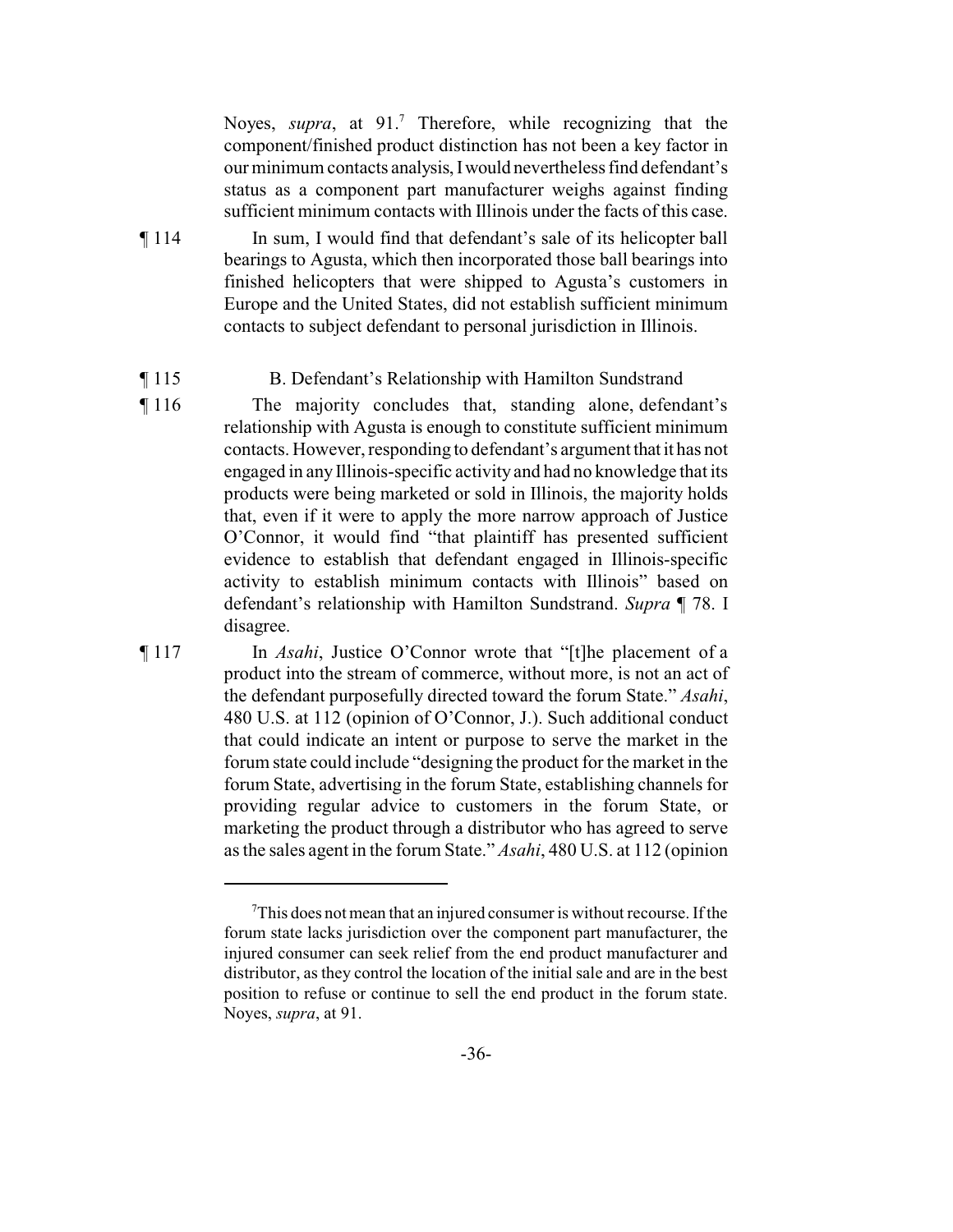Noyes, *supra*, at 91.[7] Therefore, while recognizing that the component/finished product distinction has not been a key factor in our minimum contacts analysis, I would nevertheless find defendant's status as a component part manufacturer weighs against finding sufficient minimum contacts with Illinois under the facts of this case.

¶ 114 In sum, I would find that defendant's sale of its helicopter ball bearings to Agusta, which then incorporated those ball bearings into finished helicopters that were shipped to Agusta's customers in Europe and the United States, did not establish sufficient minimum contacts to subject defendant to personal jurisdiction in Illinois.

¶ 115 B. Defendant's Relationship with Hamilton Sundstrand

¶ 116 The majority concludes that, standing alone, defendant's relationship with Agusta is enough to constitute sufficient minimum contacts. However, responding to defendant's argument that it has not engaged in any Illinois-specific activity and had no knowledge that its products were being marketed or sold in Illinois, the majority holds that, even if it were to apply the more narrow approach of Justice O'Connor, it would find "that plaintiff has presented sufficient evidence to establish that defendant engaged in Illinois-specific activity to establish minimum contacts with Illinois" based on defendant's relationship with Hamilton Sundstrand. *Supra* ¶ 78. I disagree.

¶ 117 In *Asahi*, Justice O'Connor wrote that "[t]he placement of a product into the stream of commerce, without more, is not an act of the defendant purposefully directed toward the forum State." *Asahi*, 480 U.S. at 112 (opinion of O'Connor, J.). Such additional conduct that could indicate an intent or purpose to serve the market in the forum state could include "designing the product for the market in the forum State, advertising in the forum State, establishing channels for providing regular advice to customers in the forum State, or marketing the product through a distributor who has agreed to serve as the sales agent in the forum State." *Asahi*, 480 U.S. at 112 (opinion

[7] This does not mean that an injured consumer is without recourse. If the forum state lacks jurisdiction over the component part manufacturer, the injured consumer can seek relief from the end product manufacturer and distributor, as they control the location of the initial sale and are in the best position to refuse or continue to sell the end product in the forum state. Noyes, *supra*, at 91.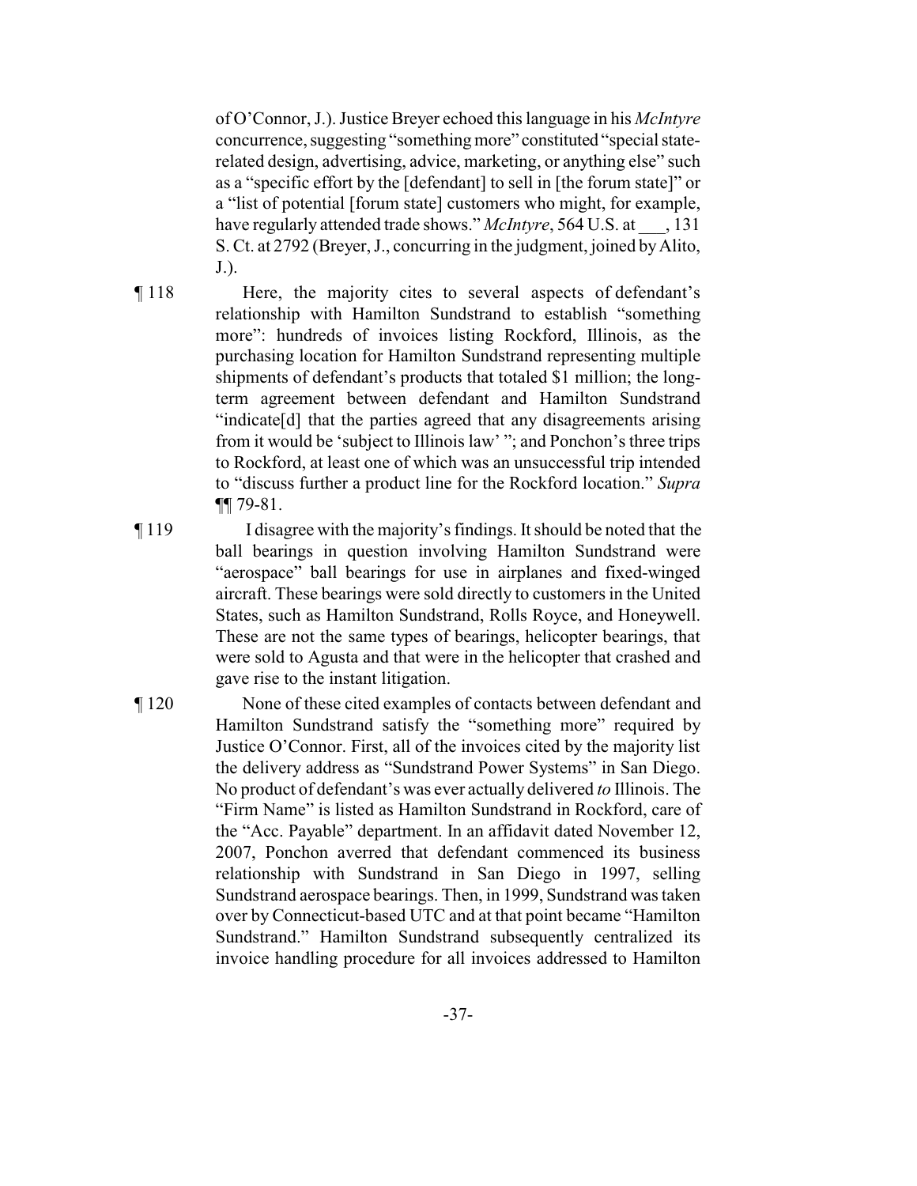of O'Connor, J.). Justice Breyer echoed this language in his *McIntyre* concurrence, suggesting "something more" constituted "special state-related design, advertising, advice, marketing, or anything else" such as a "specific effort by the [defendant] to sell in [the forum state]" or a "list of potential [forum state] customers who might, for example, have regularly attended trade shows." *McIntyre*, 564 U.S. at ___, 131 S. Ct. at 2792 (Breyer, J., concurring in the judgment, joined by Alito, J.).

¶ 118 Here, the majority cites to several aspects of defendant's relationship with Hamilton Sundstrand to establish "something more": hundreds of invoices listing Rockford, Illinois, as the purchasing location for Hamilton Sundstrand representing multiple shipments of defendant's products that totaled $1 million; the long-term agreement between defendant and Hamilton Sundstrand "indicate[d] that the parties agreed that any disagreements arising from it would be 'subject to Illinois law' "; and Ponchon's three trips to Rockford, at least one of which was an unsuccessful trip intended to "discuss further a product line for the Rockford location." *Supra* ¶¶ 79-81.

¶ 119 I disagree with the majority's findings. It should be noted that the ball bearings in question involving Hamilton Sundstrand were "aerospace" ball bearings for use in airplanes and fixed-winged aircraft. These bearings were sold directly to customers in the United States, such as Hamilton Sundstrand, Rolls Royce, and Honeywell. These are not the same types of bearings, helicopter bearings, that were sold to Agusta and that were in the helicopter that crashed and gave rise to the instant litigation.

¶ 120 None of these cited examples of contacts between defendant and Hamilton Sundstrand satisfy the "something more" required by Justice O'Connor. First, all of the invoices cited by the majority list the delivery address as "Sundstrand Power Systems" in San Diego. No product of defendant's was ever actually delivered *to* Illinois. The "Firm Name" is listed as Hamilton Sundstrand in Rockford, care of the "Acc. Payable" department. In an affidavit dated November 12, 2007, Ponchon averred that defendant commenced its business relationship with Sundstrand in San Diego in 1997, selling Sundstrand aerospace bearings. Then, in 1999, Sundstrand was taken over by Connecticut-based UTC and at that point became "Hamilton Sundstrand." Hamilton Sundstrand subsequently centralized its invoice handling procedure for all invoices addressed to Hamilton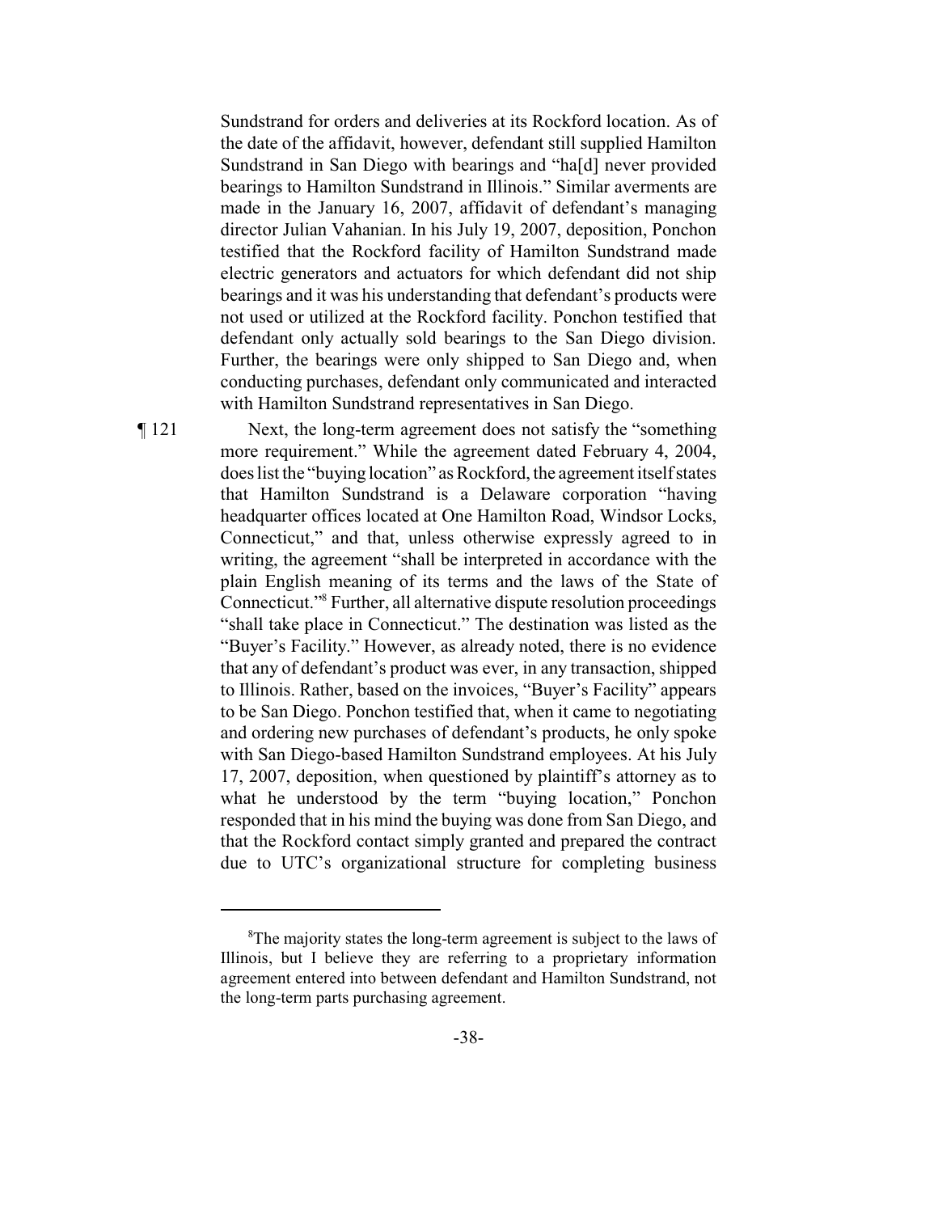Sundstrand for orders and deliveries at its Rockford location. As of the date of the affidavit, however, defendant still supplied Hamilton Sundstrand in San Diego with bearings and "ha[d] never provided bearings to Hamilton Sundstrand in Illinois." Similar averments are made in the January 16, 2007, affidavit of defendant's managing director Julian Vahanian. In his July 19, 2007, deposition, Ponchon testified that the Rockford facility of Hamilton Sundstrand made electric generators and actuators for which defendant did not ship bearings and it was his understanding that defendant's products were not used or utilized at the Rockford facility. Ponchon testified that defendant only actually sold bearings to the San Diego division. Further, the bearings were only shipped to San Diego and, when conducting purchases, defendant only communicated and interacted with Hamilton Sundstrand representatives in San Diego.

¶ 121 Next, the long-term agreement does not satisfy the "something more requirement." While the agreement dated February 4, 2004, does list the "buying location" as Rockford, the agreement itself states that Hamilton Sundstrand is a Delaware corporation "having headquarter offices located at One Hamilton Road, Windsor Locks, Connecticut," and that, unless otherwise expressly agreed to in writing, the agreement "shall be interpreted in accordance with the plain English meaning of its terms and the laws of the State of Connecticut."[8] Further, all alternative dispute resolution proceedings "shall take place in Connecticut." The destination was listed as the "Buyer's Facility." However, as already noted, there is no evidence that any of defendant's product was ever, in any transaction, shipped to Illinois. Rather, based on the invoices, "Buyer's Facility" appears to be San Diego. Ponchon testified that, when it came to negotiating and ordering new purchases of defendant's products, he only spoke with San Diego-based Hamilton Sundstrand employees. At his July 17, 2007, deposition, when questioned by plaintiff's attorney as to what he understood by the term "buying location," Ponchon responded that in his mind the buying was done from San Diego, and that the Rockford contact simply granted and prepared the contract due to UTC's organizational structure for completing business

---

[8] The majority states the long-term agreement is subject to the laws of Illinois, but I believe they are referring to a proprietary information agreement entered into between defendant and Hamilton Sundstrand, not the long-term parts purchasing agreement.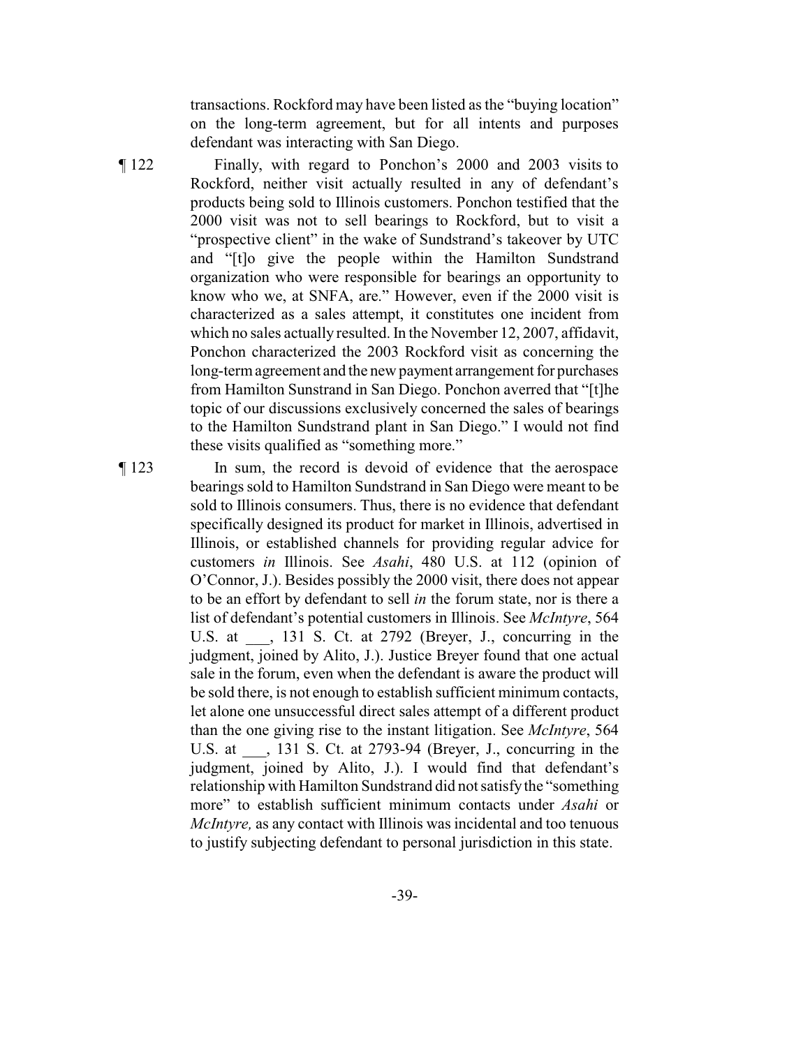transactions. Rockford may have been listed as the "buying location" on the long-term agreement, but for all intents and purposes defendant was interacting with San Diego.

¶ 122 Finally, with regard to Ponchon's 2000 and 2003 visits to Rockford, neither visit actually resulted in any of defendant's products being sold to Illinois customers. Ponchon testified that the 2000 visit was not to sell bearings to Rockford, but to visit a "prospective client" in the wake of Sundstrand's takeover by UTC and "[t]o give the people within the Hamilton Sundstrand organization who were responsible for bearings an opportunity to know who we, at SNFA, are." However, even if the 2000 visit is characterized as a sales attempt, it constitutes one incident from which no sales actually resulted. In the November 12, 2007, affidavit, Ponchon characterized the 2003 Rockford visit as concerning the long-term agreement and the new payment arrangement for purchases from Hamilton Sunstrand in San Diego. Ponchon averred that "[t]he topic of our discussions exclusively concerned the sales of bearings to the Hamilton Sundstrand plant in San Diego." I would not find these visits qualified as "something more."

¶ 123 In sum, the record is devoid of evidence that the aerospace bearings sold to Hamilton Sundstrand in San Diego were meant to be sold to Illinois consumers. Thus, there is no evidence that defendant specifically designed its product for market in Illinois, advertised in Illinois, or established channels for providing regular advice for customers *in* Illinois. See *Asahi*, 480 U.S. at 112 (opinion of O'Connor, J.). Besides possibly the 2000 visit, there does not appear to be an effort by defendant to sell *in* the forum state, nor is there a list of defendant's potential customers in Illinois. See *McIntyre*, 564 U.S. at ___, 131 S. Ct. at 2792 (Breyer, J., concurring in the judgment, joined by Alito, J.). Justice Breyer found that one actual sale in the forum, even when the defendant is aware the product will be sold there, is not enough to establish sufficient minimum contacts, let alone one unsuccessful direct sales attempt of a different product than the one giving rise to the instant litigation. See *McIntyre*, 564 U.S. at ___, 131 S. Ct. at 2793-94 (Breyer, J., concurring in the judgment, joined by Alito, J.). I would find that defendant's relationship with Hamilton Sundstrand did not satisfy the "something more" to establish sufficient minimum contacts under *Asahi* or *McIntyre,* as any contact with Illinois was incidental and too tenuous to justify subjecting defendant to personal jurisdiction in this state.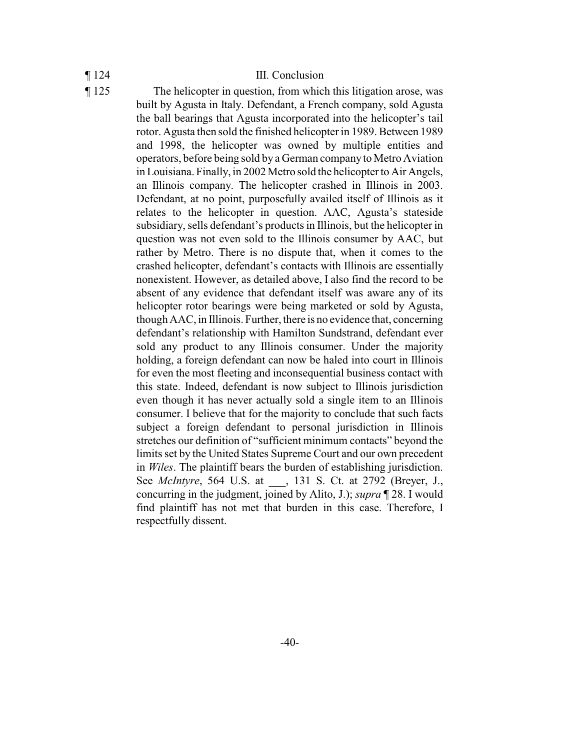¶ 124 III. Conclusion

¶ 125 The helicopter in question, from which this litigation arose, was built by Agusta in Italy. Defendant, a French company, sold Agusta the ball bearings that Agusta incorporated into the helicopter's tail rotor. Agusta then sold the finished helicopter in 1989. Between 1989 and 1998, the helicopter was owned by multiple entities and operators, before being sold by a German company to Metro Aviation in Louisiana. Finally, in 2002 Metro sold the helicopter to Air Angels, an Illinois company. The helicopter crashed in Illinois in 2003. Defendant, at no point, purposefully availed itself of Illinois as it relates to the helicopter in question. AAC, Agusta's stateside subsidiary, sells defendant's products in Illinois, but the helicopter in question was not even sold to the Illinois consumer by AAC, but rather by Metro. There is no dispute that, when it comes to the crashed helicopter, defendant's contacts with Illinois are essentially nonexistent. However, as detailed above, I also find the record to be absent of any evidence that defendant itself was aware any of its helicopter rotor bearings were being marketed or sold by Agusta, though AAC, in Illinois. Further, there is no evidence that, concerning defendant's relationship with Hamilton Sundstrand, defendant ever sold any product to any Illinois consumer. Under the majority holding, a foreign defendant can now be haled into court in Illinois for even the most fleeting and inconsequential business contact with this state. Indeed, defendant is now subject to Illinois jurisdiction even though it has never actually sold a single item to an Illinois consumer. I believe that for the majority to conclude that such facts subject a foreign defendant to personal jurisdiction in Illinois stretches our definition of "sufficient minimum contacts" beyond the limits set by the United States Supreme Court and our own precedent in *Wiles*. The plaintiff bears the burden of establishing jurisdiction. See *McIntyre*, 564 U.S. at ___, 131 S. Ct. at 2792 (Breyer, J., concurring in the judgment, joined by Alito, J.); *supra* ¶ 28. I would find plaintiff has not met that burden in this case. Therefore, I respectfully dissent.